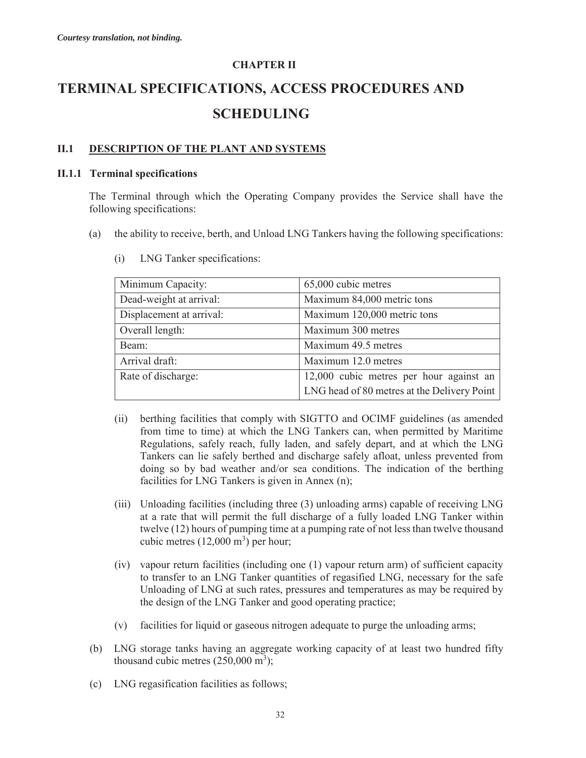*Courtesy translation, not binding.*

**CHAPTER II**

# TERMINAL SPECIFICATIONS, ACCESS PROCEDURES AND SCHEDULING

## II.1 DESCRIPTION OF THE PLANT AND SYSTEMS

### II.1.1 Terminal specifications

The Terminal through which the Operating Company provides the Service shall have the following specifications:

(a) the ability to receive, berth, and Unload LNG Tankers having the following specifications:

(i) LNG Tanker specifications:

| Minimum Capacity: | 65,000 cubic metres |
|---|---|
| Dead-weight at arrival: | Maximum 84,000 metric tons |
| Displacement at arrival: | Maximum 120,000 metric tons |
| Overall length: | Maximum 300 metres |
| Beam: | Maximum 49.5 metres |
| Arrival draft: | Maximum 12.0 metres |
| Rate of discharge: | 12,000 cubic metres per hour against an LNG head of 80 metres at the Delivery Point |

(ii) berthing facilities that comply with SIGTTO and OCIMF guidelines (as amended from time to time) at which the LNG Tankers can, when permitted by Maritime Regulations, safely reach, fully laden, and safely depart, and at which the LNG Tankers can lie safely berthed and discharge safely afloat, unless prevented from doing so by bad weather and/or sea conditions. The indication of the berthing facilities for LNG Tankers is given in Annex (n);

(iii) Unloading facilities (including three (3) unloading arms) capable of receiving LNG at a rate that will permit the full discharge of a fully loaded LNG Tanker within twelve (12) hours of pumping time at a pumping rate of not less than twelve thousand cubic metres (12,000 $m^3$) per hour;

(iv) vapour return facilities (including one (1) vapour return arm) of sufficient capacity to transfer to an LNG Tanker quantities of regasified LNG, necessary for the safe Unloading of LNG at such rates, pressures and temperatures as may be required by the design of the LNG Tanker and good operating practice;

(v) facilities for liquid or gaseous nitrogen adequate to purge the unloading arms;

(b) LNG storage tanks having an aggregate working capacity of at least two hundred fifty thousand cubic metres (250,000 $m^3$);

(c) LNG regasification facilities as follows;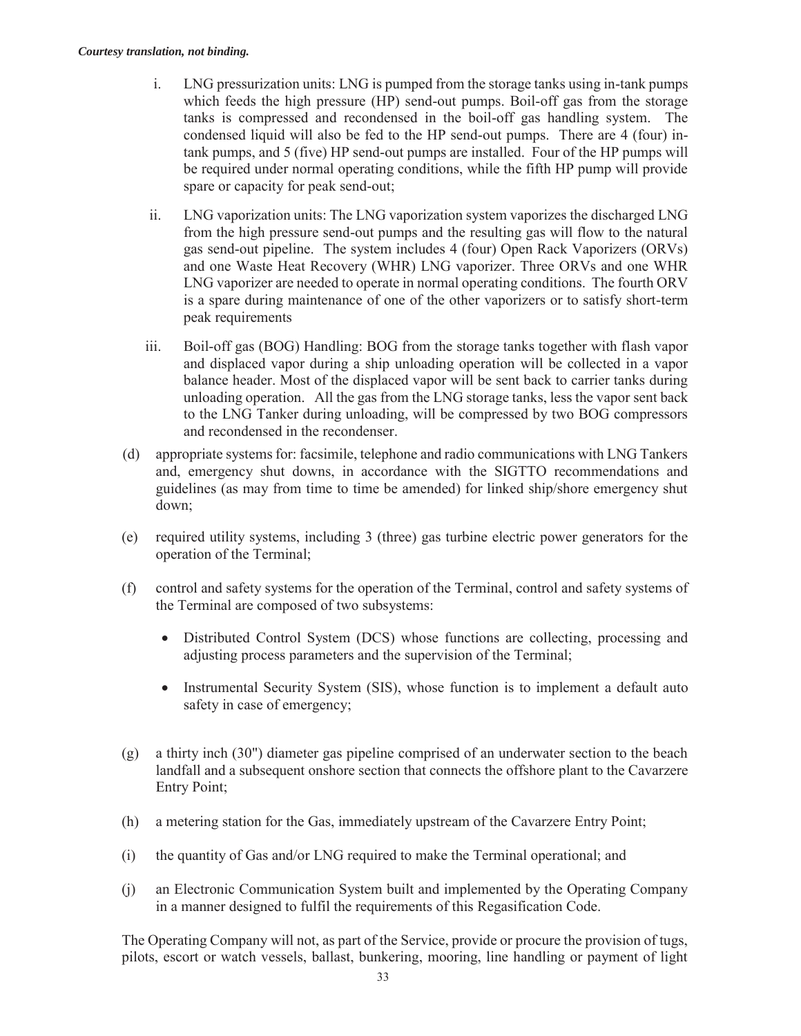i. LNG pressurization units: LNG is pumped from the storage tanks using in-tank pumps which feeds the high pressure (HP) send-out pumps. Boil-off gas from the storage tanks is compressed and recondensed in the boil-off gas handling system. The condensed liquid will also be fed to the HP send-out pumps. There are 4 (four) in-tank pumps, and 5 (five) HP send-out pumps are installed. Four of the HP pumps will be required under normal operating conditions, while the fifth HP pump will provide spare or capacity for peak send-out;

ii. LNG vaporization units: The LNG vaporization system vaporizes the discharged LNG from the high pressure send-out pumps and the resulting gas will flow to the natural gas send-out pipeline. The system includes 4 (four) Open Rack Vaporizers (ORVs) and one Waste Heat Recovery (WHR) LNG vaporizer. Three ORVs and one WHR LNG vaporizer are needed to operate in normal operating conditions. The fourth ORV is a spare during maintenance of one of the other vaporizers or to satisfy short-term peak requirements

iii. Boil-off gas (BOG) Handling: BOG from the storage tanks together with flash vapor and displaced vapor during a ship unloading operation will be collected in a vapor balance header. Most of the displaced vapor will be sent back to carrier tanks during unloading operation. All the gas from the LNG storage tanks, less the vapor sent back to the LNG Tanker during unloading, will be compressed by two BOG compressors and recondensed in the recondenser.

(d) appropriate systems for: facsimile, telephone and radio communications with LNG Tankers and, emergency shut downs, in accordance with the SIGTTO recommendations and guidelines (as may from time to time be amended) for linked ship/shore emergency shut down;

(e) required utility systems, including 3 (three) gas turbine electric power generators for the operation of the Terminal;

(f) control and safety systems for the operation of the Terminal, control and safety systems of the Terminal are composed of two subsystems:

- Distributed Control System (DCS) whose functions are collecting, processing and adjusting process parameters and the supervision of the Terminal;
- Instrumental Security System (SIS), whose function is to implement a default auto safety in case of emergency;

(g) a thirty inch (30") diameter gas pipeline comprised of an underwater section to the beach landfall and a subsequent onshore section that connects the offshore plant to the Cavarzere Entry Point;

(h) a metering station for the Gas, immediately upstream of the Cavarzere Entry Point;

(i) the quantity of Gas and/or LNG required to make the Terminal operational; and

(j) an Electronic Communication System built and implemented by the Operating Company in a manner designed to fulfil the requirements of this Regasification Code.

The Operating Company will not, as part of the Service, provide or procure the provision of tugs, pilots, escort or watch vessels, ballast, bunkering, mooring, line handling or payment of light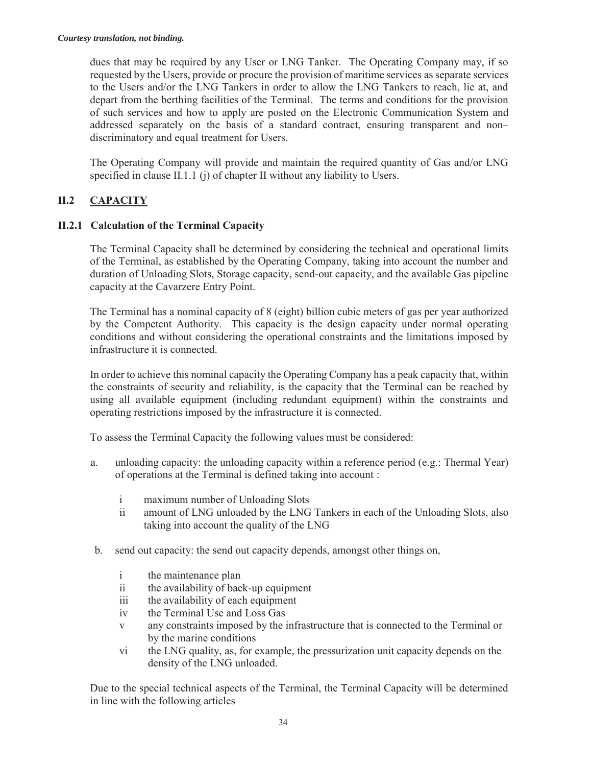dues that may be required by any User or LNG Tanker. The Operating Company may, if so requested by the Users, provide or procure the provision of maritime services as separate services to the Users and/or the LNG Tankers in order to allow the LNG Tankers to reach, lie at, and depart from the berthing facilities of the Terminal. The terms and conditions for the provision of such services and how to apply are posted on the Electronic Communication System and addressed separately on the basis of a standard contract, ensuring transparent and non–discriminatory and equal treatment for Users.

The Operating Company will provide and maintain the required quantity of Gas and/or LNG specified in clause II.1.1 (j) of chapter II without any liability to Users.

## II.2 CAPACITY

### II.2.1 Calculation of the Terminal Capacity

The Terminal Capacity shall be determined by considering the technical and operational limits of the Terminal, as established by the Operating Company, taking into account the number and duration of Unloading Slots, Storage capacity, send-out capacity, and the available Gas pipeline capacity at the Cavarzere Entry Point.

The Terminal has a nominal capacity of 8 (eight) billion cubic meters of gas per year authorized by the Competent Authority. This capacity is the design capacity under normal operating conditions and without considering the operational constraints and the limitations imposed by infrastructure it is connected.

In order to achieve this nominal capacity the Operating Company has a peak capacity that, within the constraints of security and reliability, is the capacity that the Terminal can be reached by using all available equipment (including redundant equipment) within the constraints and operating restrictions imposed by the infrastructure it is connected.

To assess the Terminal Capacity the following values must be considered:

a. unloading capacity: the unloading capacity within a reference period (e.g.: Thermal Year) of operations at the Terminal is defined taking into account :
   - i maximum number of Unloading Slots
   - ii amount of LNG unloaded by the LNG Tankers in each of the Unloading Slots, also taking into account the quality of the LNG

b. send out capacity: the send out capacity depends, amongst other things on,
   - i the maintenance plan
   - ii the availability of back-up equipment
   - iii the availability of each equipment
   - iv the Terminal Use and Loss Gas
   - v any constraints imposed by the infrastructure that is connected to the Terminal or by the marine conditions
   - vi the LNG quality, as, for example, the pressurization unit capacity depends on the density of the LNG unloaded.

Due to the special technical aspects of the Terminal, the Terminal Capacity will be determined in line with the following articles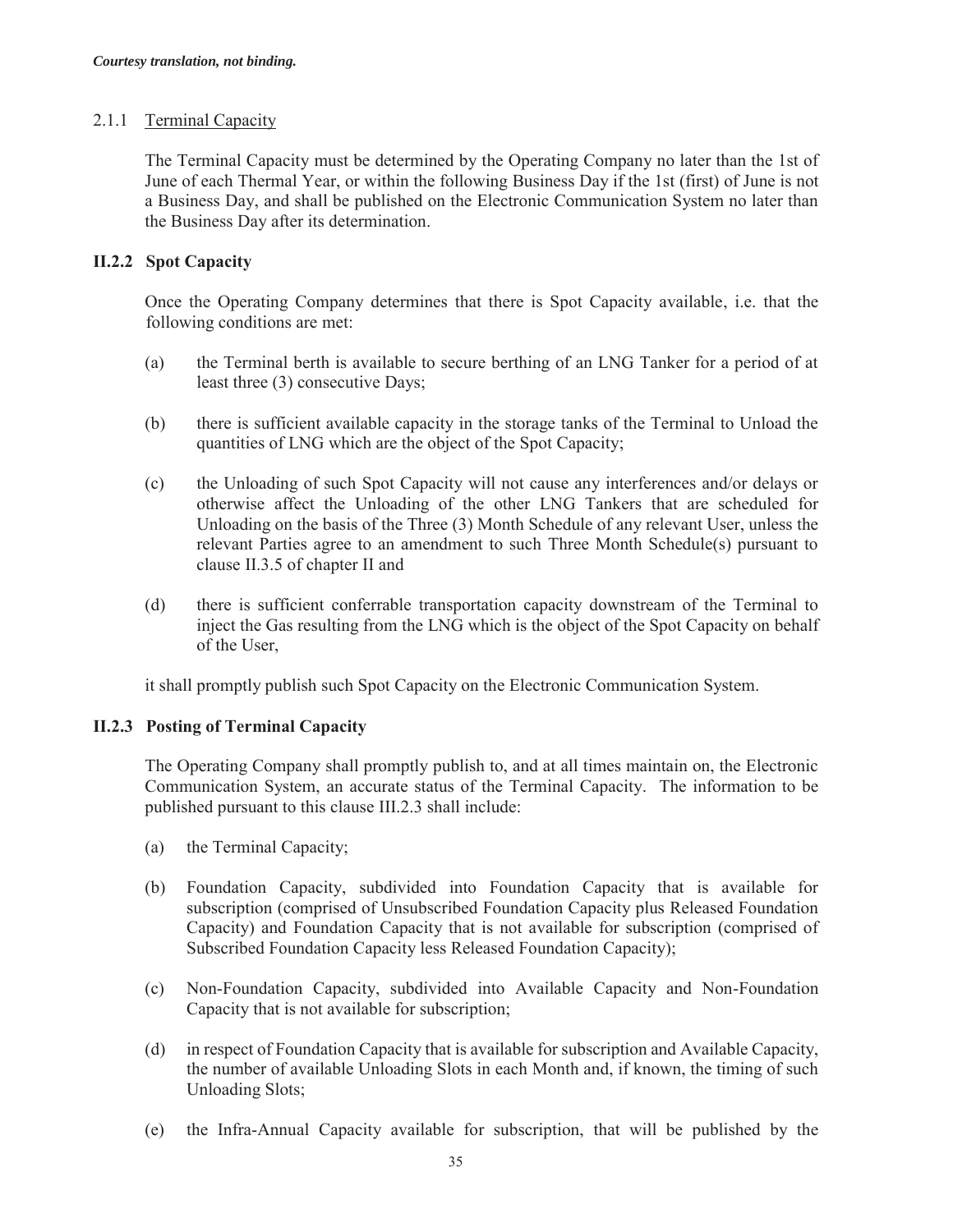*Courtesy translation, not binding.*

2.1.1 Terminal Capacity

The Terminal Capacity must be determined by the Operating Company no later than the 1st of June of each Thermal Year, or within the following Business Day if the 1st (first) of June is not a Business Day, and shall be published on the Electronic Communication System no later than the Business Day after its determination.

### II.2.2 Spot Capacity

Once the Operating Company determines that there is Spot Capacity available, i.e. that the following conditions are met:

(a) the Terminal berth is available to secure berthing of an LNG Tanker for a period of at least three (3) consecutive Days;

(b) there is sufficient available capacity in the storage tanks of the Terminal to Unload the quantities of LNG which are the object of the Spot Capacity;

(c) the Unloading of such Spot Capacity will not cause any interferences and/or delays or otherwise affect the Unloading of the other LNG Tankers that are scheduled for Unloading on the basis of the Three (3) Month Schedule of any relevant User, unless the relevant Parties agree to an amendment to such Three Month Schedule(s) pursuant to clause II.3.5 of chapter II and

(d) there is sufficient conferrable transportation capacity downstream of the Terminal to inject the Gas resulting from the LNG which is the object of the Spot Capacity on behalf of the User,

it shall promptly publish such Spot Capacity on the Electronic Communication System.

### II.2.3 Posting of Terminal Capacity

The Operating Company shall promptly publish to, and at all times maintain on, the Electronic Communication System, an accurate status of the Terminal Capacity. The information to be published pursuant to this clause III.2.3 shall include:

(a) the Terminal Capacity;

(b) Foundation Capacity, subdivided into Foundation Capacity that is available for subscription (comprised of Unsubscribed Foundation Capacity plus Released Foundation Capacity) and Foundation Capacity that is not available for subscription (comprised of Subscribed Foundation Capacity less Released Foundation Capacity);

(c) Non-Foundation Capacity, subdivided into Available Capacity and Non-Foundation Capacity that is not available for subscription;

(d) in respect of Foundation Capacity that is available for subscription and Available Capacity, the number of available Unloading Slots in each Month and, if known, the timing of such Unloading Slots;

(e) the Infra-Annual Capacity available for subscription, that will be published by the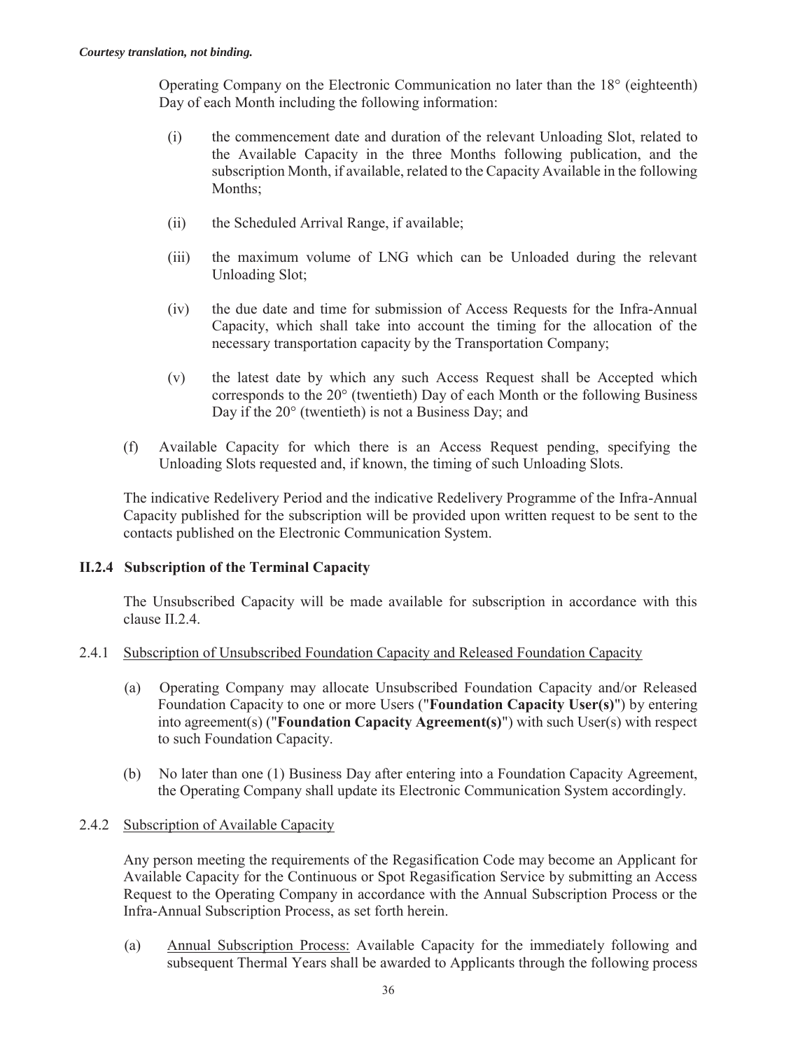*Courtesy translation, not binding.*

Operating Company on the Electronic Communication no later than the 18° (eighteenth) Day of each Month including the following information:

(i) the commencement date and duration of the relevant Unloading Slot, related to the Available Capacity in the three Months following publication, and the subscription Month, if available, related to the Capacity Available in the following Months;

(ii) the Scheduled Arrival Range, if available;

(iii) the maximum volume of LNG which can be Unloaded during the relevant Unloading Slot;

(iv) the due date and time for submission of Access Requests for the Infra-Annual Capacity, which shall take into account the timing for the allocation of the necessary transportation capacity by the Transportation Company;

(v) the latest date by which any such Access Request shall be Accepted which corresponds to the 20° (twentieth) Day of each Month or the following Business Day if the 20° (twentieth) is not a Business Day; and

(f) Available Capacity for which there is an Access Request pending, specifying the Unloading Slots requested and, if known, the timing of such Unloading Slots.

The indicative Redelivery Period and the indicative Redelivery Programme of the Infra-Annual Capacity published for the subscription will be provided upon written request to be sent to the contacts published on the Electronic Communication System.

### II.2.4 Subscription of the Terminal Capacity

The Unsubscribed Capacity will be made available for subscription in accordance with this clause II.2.4.

2.4.1 Subscription of Unsubscribed Foundation Capacity and Released Foundation Capacity

(a) Operating Company may allocate Unsubscribed Foundation Capacity and/or Released Foundation Capacity to one or more Users ("**Foundation Capacity User(s)**") by entering into agreement(s) ("**Foundation Capacity Agreement(s)**") with such User(s) with respect to such Foundation Capacity.

(b) No later than one (1) Business Day after entering into a Foundation Capacity Agreement, the Operating Company shall update its Electronic Communication System accordingly.

2.4.2 Subscription of Available Capacity

Any person meeting the requirements of the Regasification Code may become an Applicant for Available Capacity for the Continuous or Spot Regasification Service by submitting an Access Request to the Operating Company in accordance with the Annual Subscription Process or the Infra-Annual Subscription Process, as set forth herein.

(a) Annual Subscription Process: Available Capacity for the immediately following and subsequent Thermal Years shall be awarded to Applicants through the following process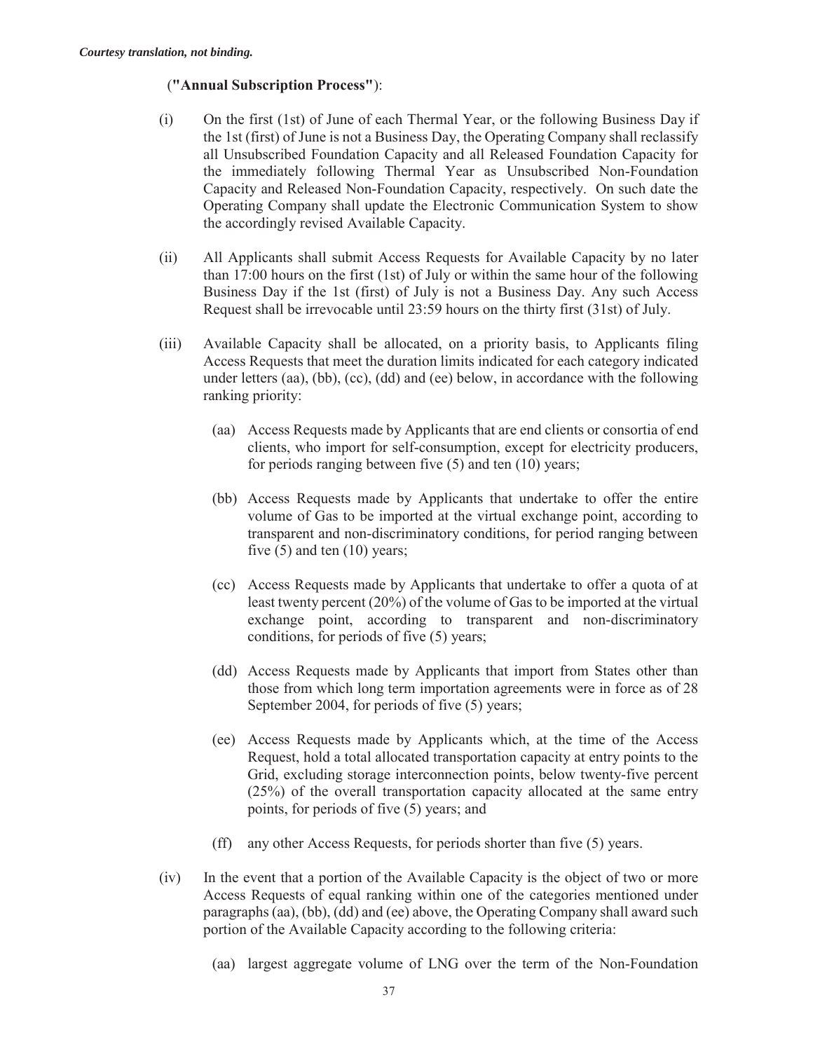*Courtesy translation, not binding.*

(**"Annual Subscription Process"**):

(i) On the first (1st) of June of each Thermal Year, or the following Business Day if the 1st (first) of June is not a Business Day, the Operating Company shall reclassify all Unsubscribed Foundation Capacity and all Released Foundation Capacity for the immediately following Thermal Year as Unsubscribed Non-Foundation Capacity and Released Non-Foundation Capacity, respectively. On such date the Operating Company shall update the Electronic Communication System to show the accordingly revised Available Capacity.

(ii) All Applicants shall submit Access Requests for Available Capacity by no later than 17:00 hours on the first (1st) of July or within the same hour of the following Business Day if the 1st (first) of July is not a Business Day. Any such Access Request shall be irrevocable until 23:59 hours on the thirty first (31st) of July.

(iii) Available Capacity shall be allocated, on a priority basis, to Applicants filing Access Requests that meet the duration limits indicated for each category indicated under letters (aa), (bb), (cc), (dd) and (ee) below, in accordance with the following ranking priority:

  (aa) Access Requests made by Applicants that are end clients or consortia of end clients, who import for self-consumption, except for electricity producers, for periods ranging between five (5) and ten (10) years;

  (bb) Access Requests made by Applicants that undertake to offer the entire volume of Gas to be imported at the virtual exchange point, according to transparent and non-discriminatory conditions, for period ranging between five (5) and ten (10) years;

  (cc) Access Requests made by Applicants that undertake to offer a quota of at least twenty percent (20%) of the volume of Gas to be imported at the virtual exchange point, according to transparent and non-discriminatory conditions, for periods of five (5) years;

  (dd) Access Requests made by Applicants that import from States other than those from which long term importation agreements were in force as of 28 September 2004, for periods of five (5) years;

  (ee) Access Requests made by Applicants which, at the time of the Access Request, hold a total allocated transportation capacity at entry points to the Grid, excluding storage interconnection points, below twenty-five percent (25%) of the overall transportation capacity allocated at the same entry points, for periods of five (5) years; and

  (ff) any other Access Requests, for periods shorter than five (5) years.

(iv) In the event that a portion of the Available Capacity is the object of two or more Access Requests of equal ranking within one of the categories mentioned under paragraphs (aa), (bb), (dd) and (ee) above, the Operating Company shall award such portion of the Available Capacity according to the following criteria:

  (aa) largest aggregate volume of LNG over the term of the Non-Foundation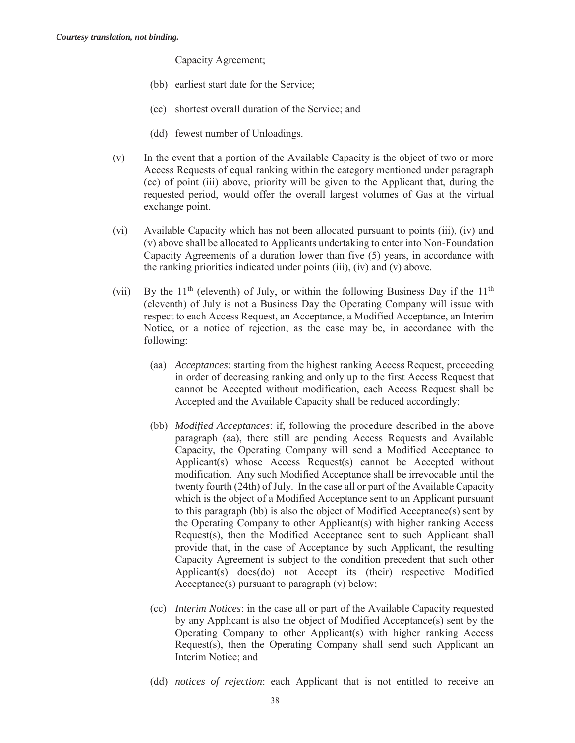Capacity Agreement;

(bb) earliest start date for the Service;

(cc) shortest overall duration of the Service; and

(dd) fewest number of Unloadings.

(v) In the event that a portion of the Available Capacity is the object of two or more Access Requests of equal ranking within the category mentioned under paragraph (cc) of point (iii) above, priority will be given to the Applicant that, during the requested period, would offer the overall largest volumes of Gas at the virtual exchange point.

(vi) Available Capacity which has not been allocated pursuant to points (iii), (iv) and (v) above shall be allocated to Applicants undertaking to enter into Non-Foundation Capacity Agreements of a duration lower than five (5) years, in accordance with the ranking priorities indicated under points (iii), (iv) and (v) above.

(vii) By the 11th (eleventh) of July, or within the following Business Day if the 11th (eleventh) of July is not a Business Day the Operating Company will issue with respect to each Access Request, an Acceptance, a Modified Acceptance, an Interim Notice, or a notice of rejection, as the case may be, in accordance with the following:

(aa) *Acceptances*: starting from the highest ranking Access Request, proceeding in order of decreasing ranking and only up to the first Access Request that cannot be Accepted without modification, each Access Request shall be Accepted and the Available Capacity shall be reduced accordingly;

(bb) *Modified Acceptances*: if, following the procedure described in the above paragraph (aa), there still are pending Access Requests and Available Capacity, the Operating Company will send a Modified Acceptance to Applicant(s) whose Access Request(s) cannot be Accepted without modification. Any such Modified Acceptance shall be irrevocable until the twenty fourth (24th) of July. In the case all or part of the Available Capacity which is the object of a Modified Acceptance sent to an Applicant pursuant to this paragraph (bb) is also the object of Modified Acceptance(s) sent by the Operating Company to other Applicant(s) with higher ranking Access Request(s), then the Modified Acceptance sent to such Applicant shall provide that, in the case of Acceptance by such Applicant, the resulting Capacity Agreement is subject to the condition precedent that such other Applicant(s) does(do) not Accept its (their) respective Modified Acceptance(s) pursuant to paragraph (v) below;

(cc) *Interim Notices*: in the case all or part of the Available Capacity requested by any Applicant is also the object of Modified Acceptance(s) sent by the Operating Company to other Applicant(s) with higher ranking Access Request(s), then the Operating Company shall send such Applicant an Interim Notice; and

(dd) *notices of rejection*: each Applicant that is not entitled to receive an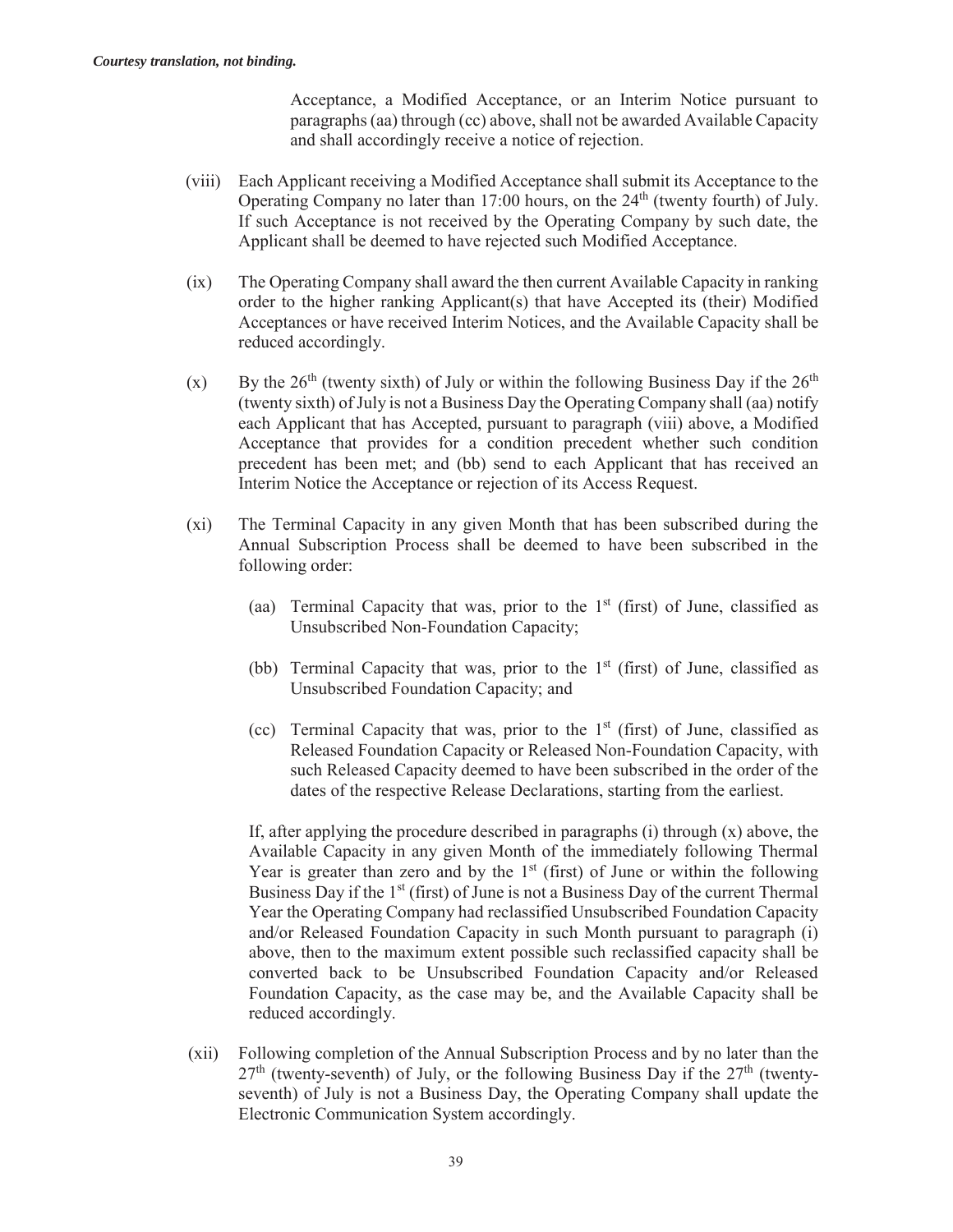*Courtesy translation, not binding.*

Acceptance, a Modified Acceptance, or an Interim Notice pursuant to paragraphs (aa) through (cc) above, shall not be awarded Available Capacity and shall accordingly receive a notice of rejection.

(viii) Each Applicant receiving a Modified Acceptance shall submit its Acceptance to the Operating Company no later than 17:00 hours, on the 24th (twenty fourth) of July. If such Acceptance is not received by the Operating Company by such date, the Applicant shall be deemed to have rejected such Modified Acceptance.

(ix) The Operating Company shall award the then current Available Capacity in ranking order to the higher ranking Applicant(s) that have Accepted its (their) Modified Acceptances or have received Interim Notices, and the Available Capacity shall be reduced accordingly.

(x) By the 26th (twenty sixth) of July or within the following Business Day if the 26th (twenty sixth) of July is not a Business Day the Operating Company shall (aa) notify each Applicant that has Accepted, pursuant to paragraph (viii) above, a Modified Acceptance that provides for a condition precedent whether such condition precedent has been met; and (bb) send to each Applicant that has received an Interim Notice the Acceptance or rejection of its Access Request.

(xi) The Terminal Capacity in any given Month that has been subscribed during the Annual Subscription Process shall be deemed to have been subscribed in the following order:

(aa) Terminal Capacity that was, prior to the 1st (first) of June, classified as Unsubscribed Non-Foundation Capacity;

(bb) Terminal Capacity that was, prior to the 1st (first) of June, classified as Unsubscribed Foundation Capacity; and

(cc) Terminal Capacity that was, prior to the 1st (first) of June, classified as Released Foundation Capacity or Released Non-Foundation Capacity, with such Released Capacity deemed to have been subscribed in the order of the dates of the respective Release Declarations, starting from the earliest.

If, after applying the procedure described in paragraphs (i) through (x) above, the Available Capacity in any given Month of the immediately following Thermal Year is greater than zero and by the 1st (first) of June or within the following Business Day if the 1st (first) of June is not a Business Day of the current Thermal Year the Operating Company had reclassified Unsubscribed Foundation Capacity and/or Released Foundation Capacity in such Month pursuant to paragraph (i) above, then to the maximum extent possible such reclassified capacity shall be converted back to be Unsubscribed Foundation Capacity and/or Released Foundation Capacity, as the case may be, and the Available Capacity shall be reduced accordingly.

(xii) Following completion of the Annual Subscription Process and by no later than the 27th (twenty-seventh) of July, or the following Business Day if the 27th (twenty-seventh) of July is not a Business Day, the Operating Company shall update the Electronic Communication System accordingly.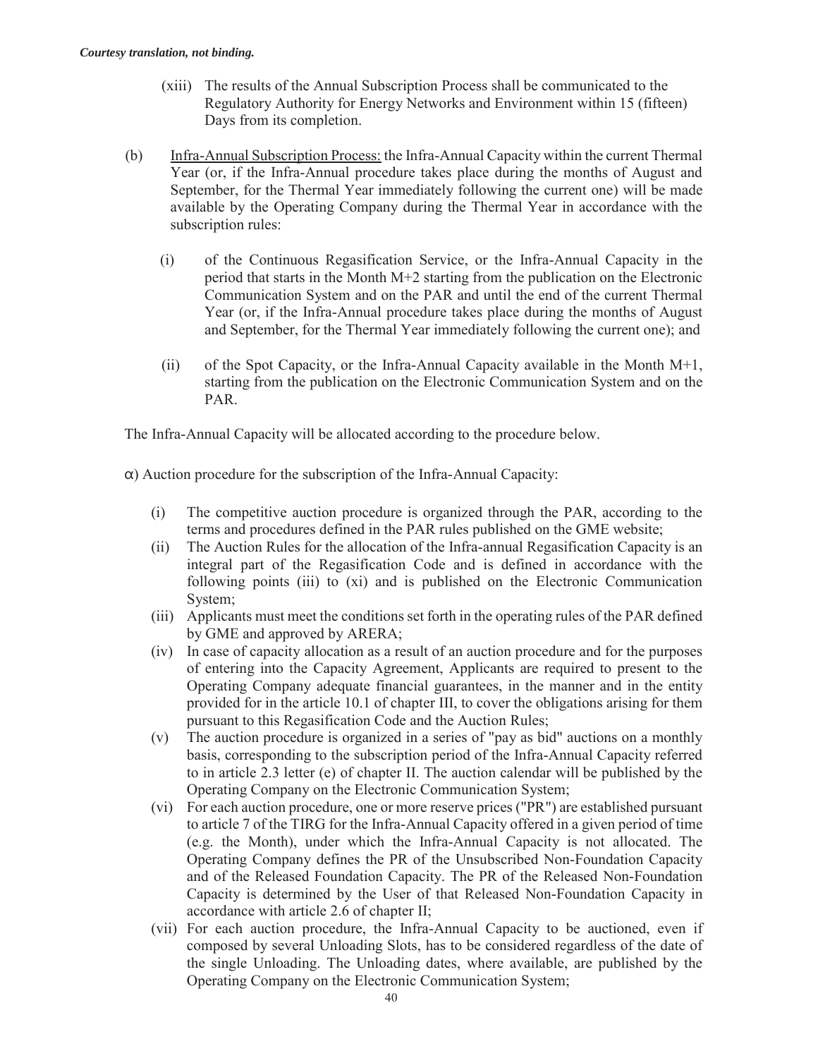(xiii) The results of the Annual Subscription Process shall be communicated to the Regulatory Authority for Energy Networks and Environment within 15 (fifteen) Days from its completion.

(b) Infra-Annual Subscription Process: the Infra-Annual Capacity within the current Thermal Year (or, if the Infra-Annual procedure takes place during the months of August and September, for the Thermal Year immediately following the current one) will be made available by the Operating Company during the Thermal Year in accordance with the subscription rules:

(i) of the Continuous Regasification Service, or the Infra-Annual Capacity in the period that starts in the Month M+2 starting from the publication on the Electronic Communication System and on the PAR and until the end of the current Thermal Year (or, if the Infra-Annual procedure takes place during the months of August and September, for the Thermal Year immediately following the current one); and

(ii) of the Spot Capacity, or the Infra-Annual Capacity available in the Month M+1, starting from the publication on the Electronic Communication System and on the PAR.

The Infra-Annual Capacity will be allocated according to the procedure below.

α) Auction procedure for the subscription of the Infra-Annual Capacity:

(i) The competitive auction procedure is organized through the PAR, according to the terms and procedures defined in the PAR rules published on the GME website;

(ii) The Auction Rules for the allocation of the Infra-annual Regasification Capacity is an integral part of the Regasification Code and is defined in accordance with the following points (iii) to (xi) and is published on the Electronic Communication System;

(iii) Applicants must meet the conditions set forth in the operating rules of the PAR defined by GME and approved by ARERA;

(iv) In case of capacity allocation as a result of an auction procedure and for the purposes of entering into the Capacity Agreement, Applicants are required to present to the Operating Company adequate financial guarantees, in the manner and in the entity provided for in the article 10.1 of chapter III, to cover the obligations arising for them pursuant to this Regasification Code and the Auction Rules;

(v) The auction procedure is organized in a series of "pay as bid" auctions on a monthly basis, corresponding to the subscription period of the Infra-Annual Capacity referred to in article 2.3 letter (e) of chapter II. The auction calendar will be published by the Operating Company on the Electronic Communication System;

(vi) For each auction procedure, one or more reserve prices ("PR") are established pursuant to article 7 of the TIRG for the Infra-Annual Capacity offered in a given period of time (e.g. the Month), under which the Infra-Annual Capacity is not allocated. The Operating Company defines the PR of the Unsubscribed Non-Foundation Capacity and of the Released Foundation Capacity. The PR of the Released Non-Foundation Capacity is determined by the User of that Released Non-Foundation Capacity in accordance with article 2.6 of chapter II;

(vii) For each auction procedure, the Infra-Annual Capacity to be auctioned, even if composed by several Unloading Slots, has to be considered regardless of the date of the single Unloading. The Unloading dates, where available, are published by the Operating Company on the Electronic Communication System;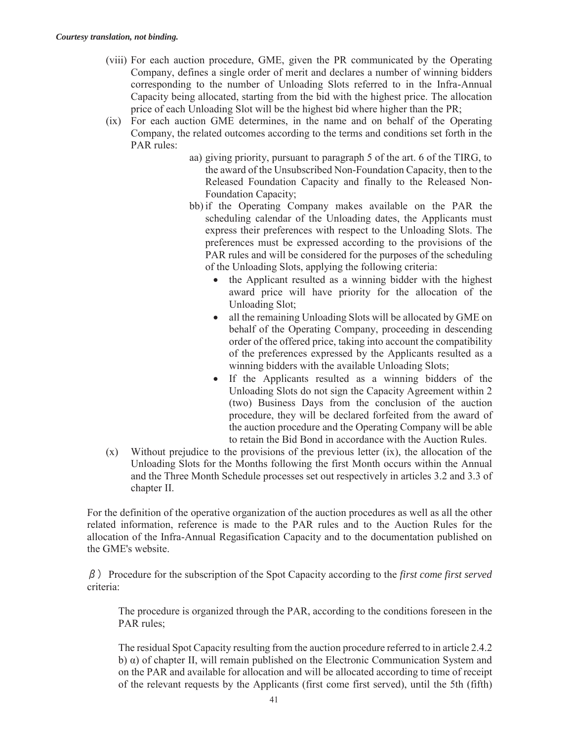(viii) For each auction procedure, GME, given the PR communicated by the Operating Company, defines a single order of merit and declares a number of winning bidders corresponding to the number of Unloading Slots referred to in the Infra-Annual Capacity being allocated, starting from the bid with the highest price. The allocation price of each Unloading Slot will be the highest bid where higher than the PR;

(ix) For each auction GME determines, in the name and on behalf of the Operating Company, the related outcomes according to the terms and conditions set forth in the PAR rules:

aa) giving priority, pursuant to paragraph 5 of the art. 6 of the TIRG, to the award of the Unsubscribed Non-Foundation Capacity, then to the Released Foundation Capacity and finally to the Released Non-Foundation Capacity;

bb) if the Operating Company makes available on the PAR the scheduling calendar of the Unloading dates, the Applicants must express their preferences with respect to the Unloading Slots. The preferences must be expressed according to the provisions of the PAR rules and will be considered for the purposes of the scheduling of the Unloading Slots, applying the following criteria:

- the Applicant resulted as a winning bidder with the highest award price will have priority for the allocation of the Unloading Slot;
- all the remaining Unloading Slots will be allocated by GME on behalf of the Operating Company, proceeding in descending order of the offered price, taking into account the compatibility of the preferences expressed by the Applicants resulted as a winning bidders with the available Unloading Slots;
- If the Applicants resulted as a winning bidders of the Unloading Slots do not sign the Capacity Agreement within 2 (two) Business Days from the conclusion of the auction procedure, they will be declared forfeited from the award of the auction procedure and the Operating Company will be able to retain the Bid Bond in accordance with the Auction Rules.

(x) Without prejudice to the provisions of the previous letter (ix), the allocation of the Unloading Slots for the Months following the first Month occurs within the Annual and the Three Month Schedule processes set out respectively in articles 3.2 and 3.3 of chapter II.

For the definition of the operative organization of the auction procedures as well as all the other related information, reference is made to the PAR rules and to the Auction Rules for the allocation of the Infra-Annual Regasification Capacity and to the documentation published on the GME's website.

β) Procedure for the subscription of the Spot Capacity according to the *first come first served* criteria:

The procedure is organized through the PAR, according to the conditions foreseen in the PAR rules;

The residual Spot Capacity resulting from the auction procedure referred to in article 2.4.2 b) α) of chapter II, will remain published on the Electronic Communication System and on the PAR and available for allocation and will be allocated according to time of receipt of the relevant requests by the Applicants (first come first served), until the 5th (fifth)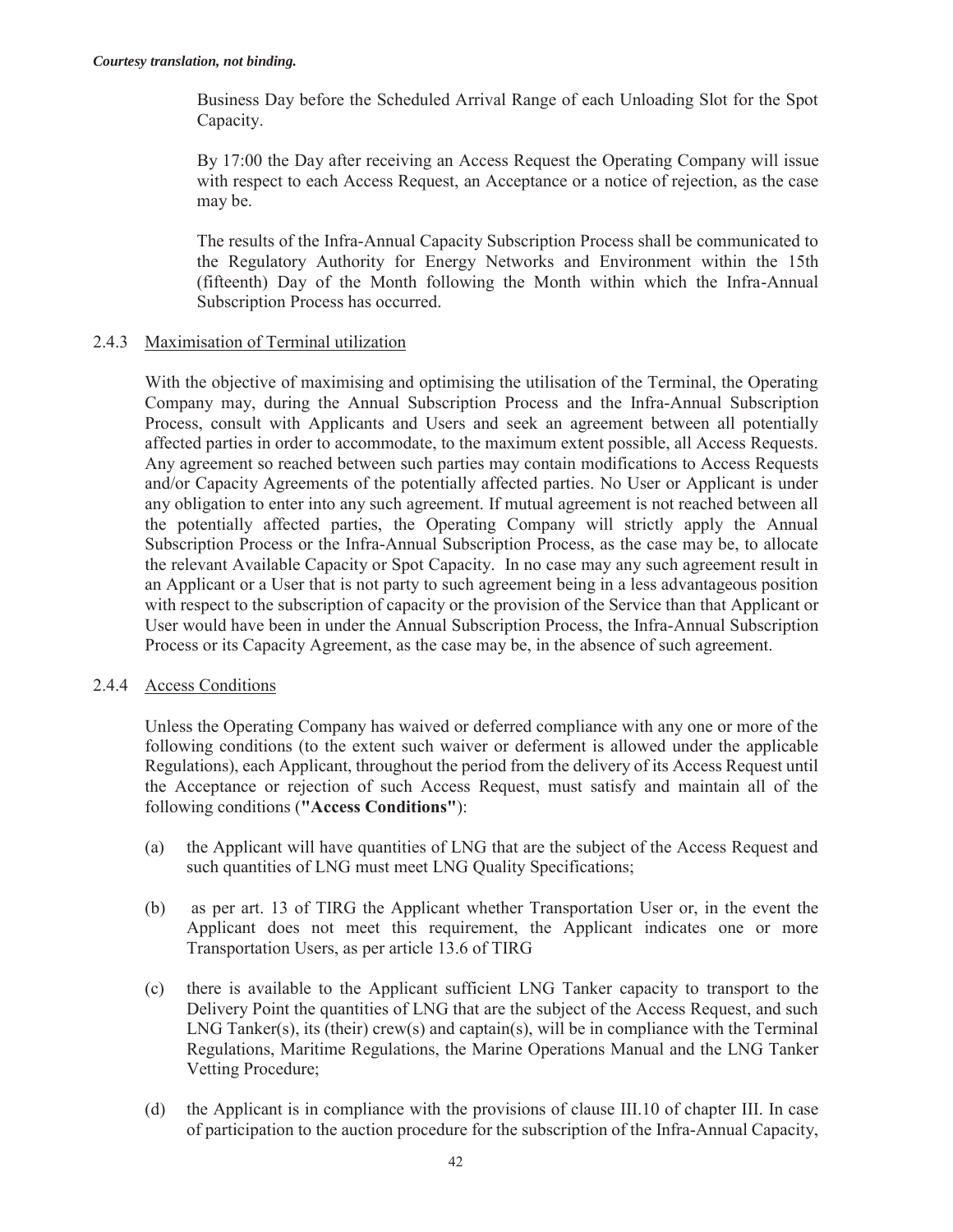Business Day before the Scheduled Arrival Range of each Unloading Slot for the Spot Capacity.

By 17:00 the Day after receiving an Access Request the Operating Company will issue with respect to each Access Request, an Acceptance or a notice of rejection, as the case may be.

The results of the Infra-Annual Capacity Subscription Process shall be communicated to the Regulatory Authority for Energy Networks and Environment within the 15th (fifteenth) Day of the Month following the Month within which the Infra-Annual Subscription Process has occurred.

### 2.4.3 Maximisation of Terminal utilization

With the objective of maximising and optimising the utilisation of the Terminal, the Operating Company may, during the Annual Subscription Process and the Infra-Annual Subscription Process, consult with Applicants and Users and seek an agreement between all potentially affected parties in order to accommodate, to the maximum extent possible, all Access Requests. Any agreement so reached between such parties may contain modifications to Access Requests and/or Capacity Agreements of the potentially affected parties. No User or Applicant is under any obligation to enter into any such agreement. If mutual agreement is not reached between all the potentially affected parties, the Operating Company will strictly apply the Annual Subscription Process or the Infra-Annual Subscription Process, as the case may be, to allocate the relevant Available Capacity or Spot Capacity. In no case may any such agreement result in an Applicant or a User that is not party to such agreement being in a less advantageous position with respect to the subscription of capacity or the provision of the Service than that Applicant or User would have been in under the Annual Subscription Process, the Infra-Annual Subscription Process or its Capacity Agreement, as the case may be, in the absence of such agreement.

### 2.4.4 Access Conditions

Unless the Operating Company has waived or deferred compliance with any one or more of the following conditions (to the extent such waiver or deferment is allowed under the applicable Regulations), each Applicant, throughout the period from the delivery of its Access Request until the Acceptance or rejection of such Access Request, must satisfy and maintain all of the following conditions (**"Access Conditions"**):

(a) the Applicant will have quantities of LNG that are the subject of the Access Request and such quantities of LNG must meet LNG Quality Specifications;

(b) as per art. 13 of TIRG the Applicant whether Transportation User or, in the event the Applicant does not meet this requirement, the Applicant indicates one or more Transportation Users, as per article 13.6 of TIRG

(c) there is available to the Applicant sufficient LNG Tanker capacity to transport to the Delivery Point the quantities of LNG that are the subject of the Access Request, and such LNG Tanker(s), its (their) crew(s) and captain(s), will be in compliance with the Terminal Regulations, Maritime Regulations, the Marine Operations Manual and the LNG Tanker Vetting Procedure;

(d) the Applicant is in compliance with the provisions of clause III.10 of chapter III. In case of participation to the auction procedure for the subscription of the Infra-Annual Capacity,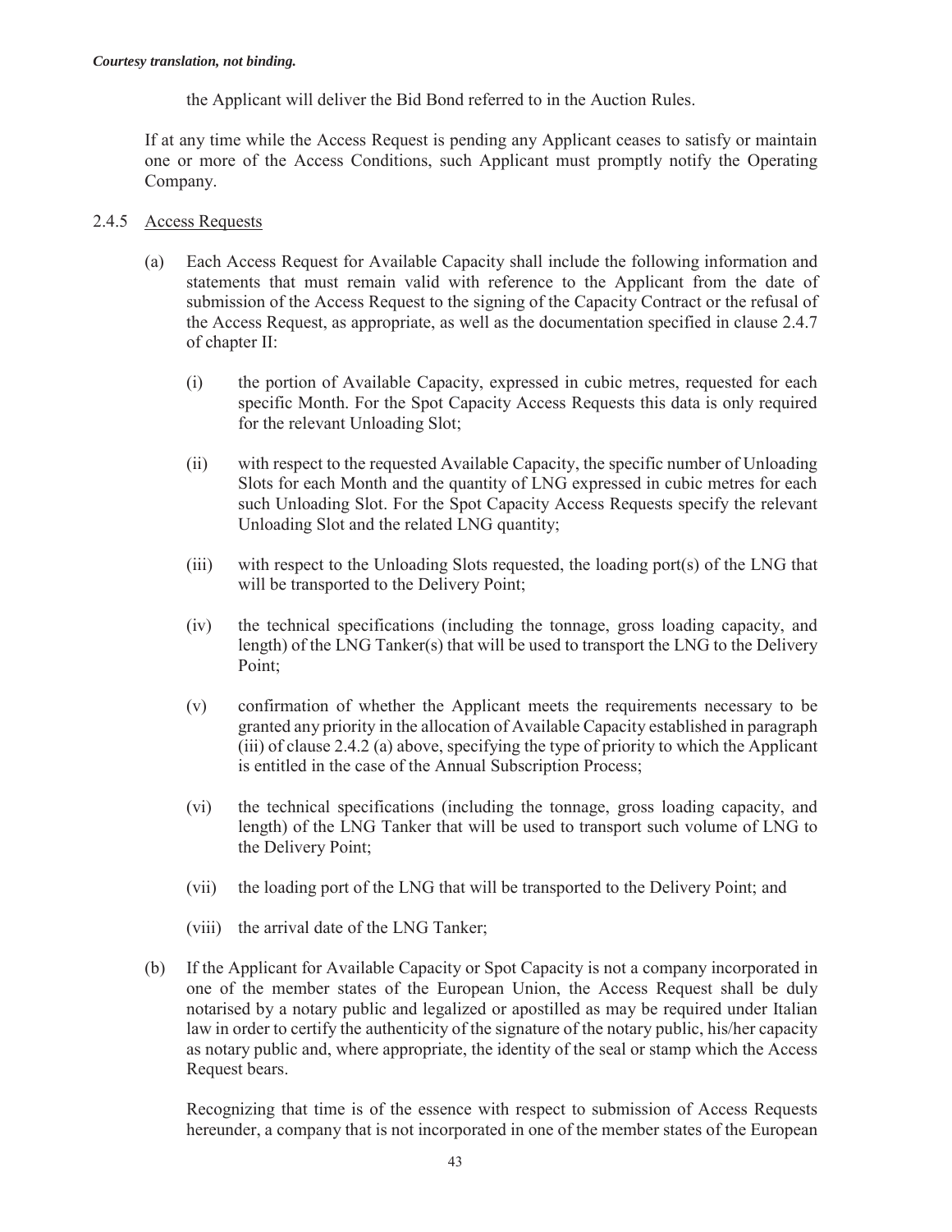the Applicant will deliver the Bid Bond referred to in the Auction Rules.

If at any time while the Access Request is pending any Applicant ceases to satisfy or maintain one or more of the Access Conditions, such Applicant must promptly notify the Operating Company.

2.4.5 Access Requests

(a) Each Access Request for Available Capacity shall include the following information and statements that must remain valid with reference to the Applicant from the date of submission of the Access Request to the signing of the Capacity Contract or the refusal of the Access Request, as appropriate, as well as the documentation specified in clause 2.4.7 of chapter II:

(i) the portion of Available Capacity, expressed in cubic metres, requested for each specific Month. For the Spot Capacity Access Requests this data is only required for the relevant Unloading Slot;

(ii) with respect to the requested Available Capacity, the specific number of Unloading Slots for each Month and the quantity of LNG expressed in cubic metres for each such Unloading Slot. For the Spot Capacity Access Requests specify the relevant Unloading Slot and the related LNG quantity;

(iii) with respect to the Unloading Slots requested, the loading port(s) of the LNG that will be transported to the Delivery Point;

(iv) the technical specifications (including the tonnage, gross loading capacity, and length) of the LNG Tanker(s) that will be used to transport the LNG to the Delivery Point;

(v) confirmation of whether the Applicant meets the requirements necessary to be granted any priority in the allocation of Available Capacity established in paragraph (iii) of clause 2.4.2 (a) above, specifying the type of priority to which the Applicant is entitled in the case of the Annual Subscription Process;

(vi) the technical specifications (including the tonnage, gross loading capacity, and length) of the LNG Tanker that will be used to transport such volume of LNG to the Delivery Point;

(vii) the loading port of the LNG that will be transported to the Delivery Point; and

(viii) the arrival date of the LNG Tanker;

(b) If the Applicant for Available Capacity or Spot Capacity is not a company incorporated in one of the member states of the European Union, the Access Request shall be duly notarised by a notary public and legalized or apostilled as may be required under Italian law in order to certify the authenticity of the signature of the notary public, his/her capacity as notary public and, where appropriate, the identity of the seal or stamp which the Access Request bears.

Recognizing that time is of the essence with respect to submission of Access Requests hereunder, a company that is not incorporated in one of the member states of the European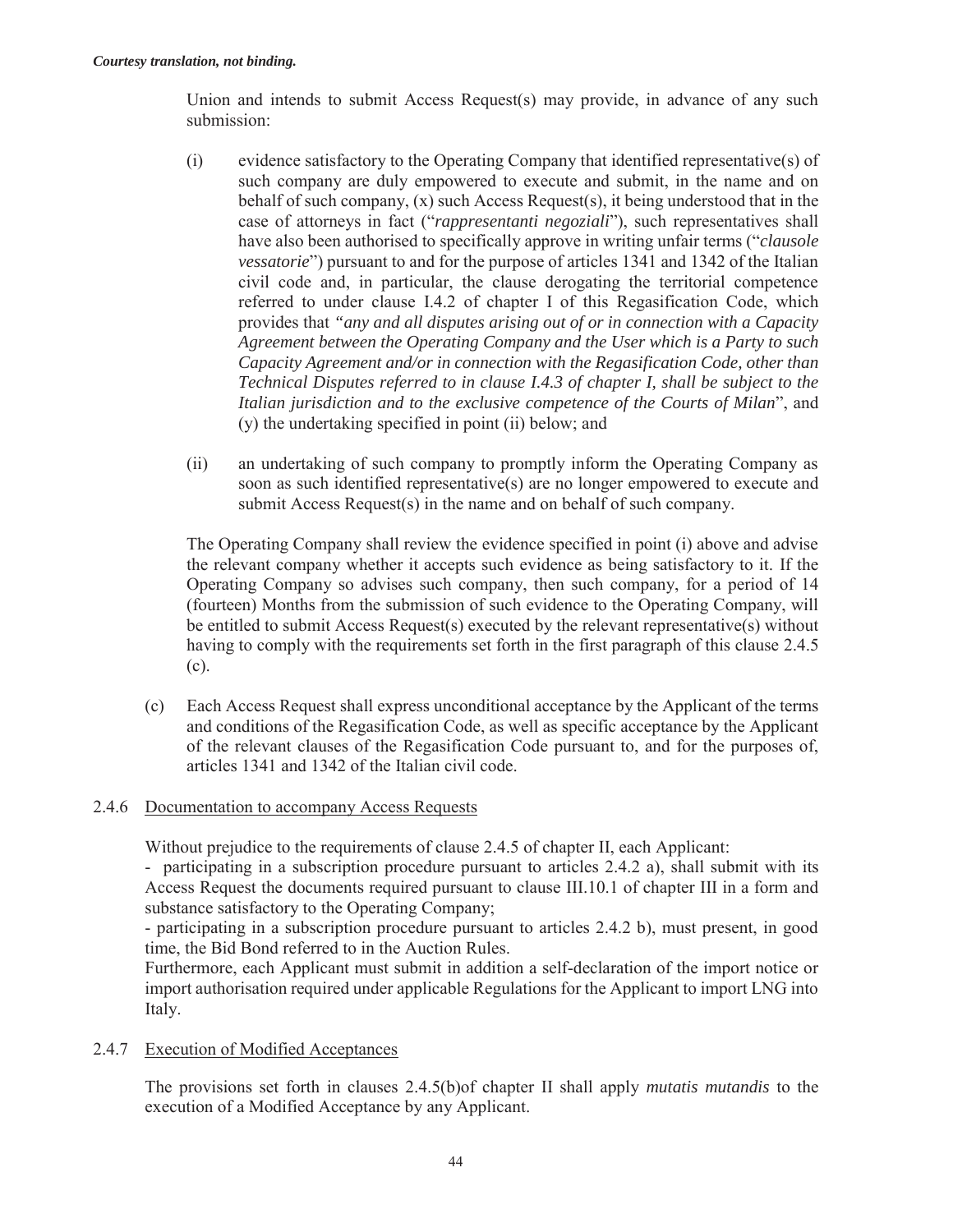*Courtesy translation, not binding.*

Union and intends to submit Access Request(s) may provide, in advance of any such submission:

(i) evidence satisfactory to the Operating Company that identified representative(s) of such company are duly empowered to execute and submit, in the name and on behalf of such company, (x) such Access Request(s), it being understood that in the case of attorneys in fact ("*rappresentanti negoziali*"), such representatives shall have also been authorised to specifically approve in writing unfair terms ("*clausole vessatorie*") pursuant to and for the purpose of articles 1341 and 1342 of the Italian civil code and, in particular, the clause derogating the territorial competence referred to under clause I.4.2 of chapter I of this Regasification Code, which provides that *"any and all disputes arising out of or in connection with a Capacity Agreement between the Operating Company and the User which is a Party to such Capacity Agreement and/or in connection with the Regasification Code, other than Technical Disputes referred to in clause I.4.3 of chapter I, shall be subject to the Italian jurisdiction and to the exclusive competence of the Courts of Milan*", and (y) the undertaking specified in point (ii) below; and

(ii) an undertaking of such company to promptly inform the Operating Company as soon as such identified representative(s) are no longer empowered to execute and submit Access Request(s) in the name and on behalf of such company.

The Operating Company shall review the evidence specified in point (i) above and advise the relevant company whether it accepts such evidence as being satisfactory to it. If the Operating Company so advises such company, then such company, for a period of 14 (fourteen) Months from the submission of such evidence to the Operating Company, will be entitled to submit Access Request(s) executed by the relevant representative(s) without having to comply with the requirements set forth in the first paragraph of this clause 2.4.5 (c).

(c) Each Access Request shall express unconditional acceptance by the Applicant of the terms and conditions of the Regasification Code, as well as specific acceptance by the Applicant of the relevant clauses of the Regasification Code pursuant to, and for the purposes of, articles 1341 and 1342 of the Italian civil code.

2.4.6 Documentation to accompany Access Requests

Without prejudice to the requirements of clause 2.4.5 of chapter II, each Applicant:

- participating in a subscription procedure pursuant to articles 2.4.2 a), shall submit with its Access Request the documents required pursuant to clause III.10.1 of chapter III in a form and substance satisfactory to the Operating Company;
- participating in a subscription procedure pursuant to articles 2.4.2 b), must present, in good time, the Bid Bond referred to in the Auction Rules.

Furthermore, each Applicant must submit in addition a self-declaration of the import notice or import authorisation required under applicable Regulations for the Applicant to import LNG into Italy.

2.4.7 Execution of Modified Acceptances

The provisions set forth in clauses 2.4.5(b)of chapter II shall apply *mutatis mutandis* to the execution of a Modified Acceptance by any Applicant.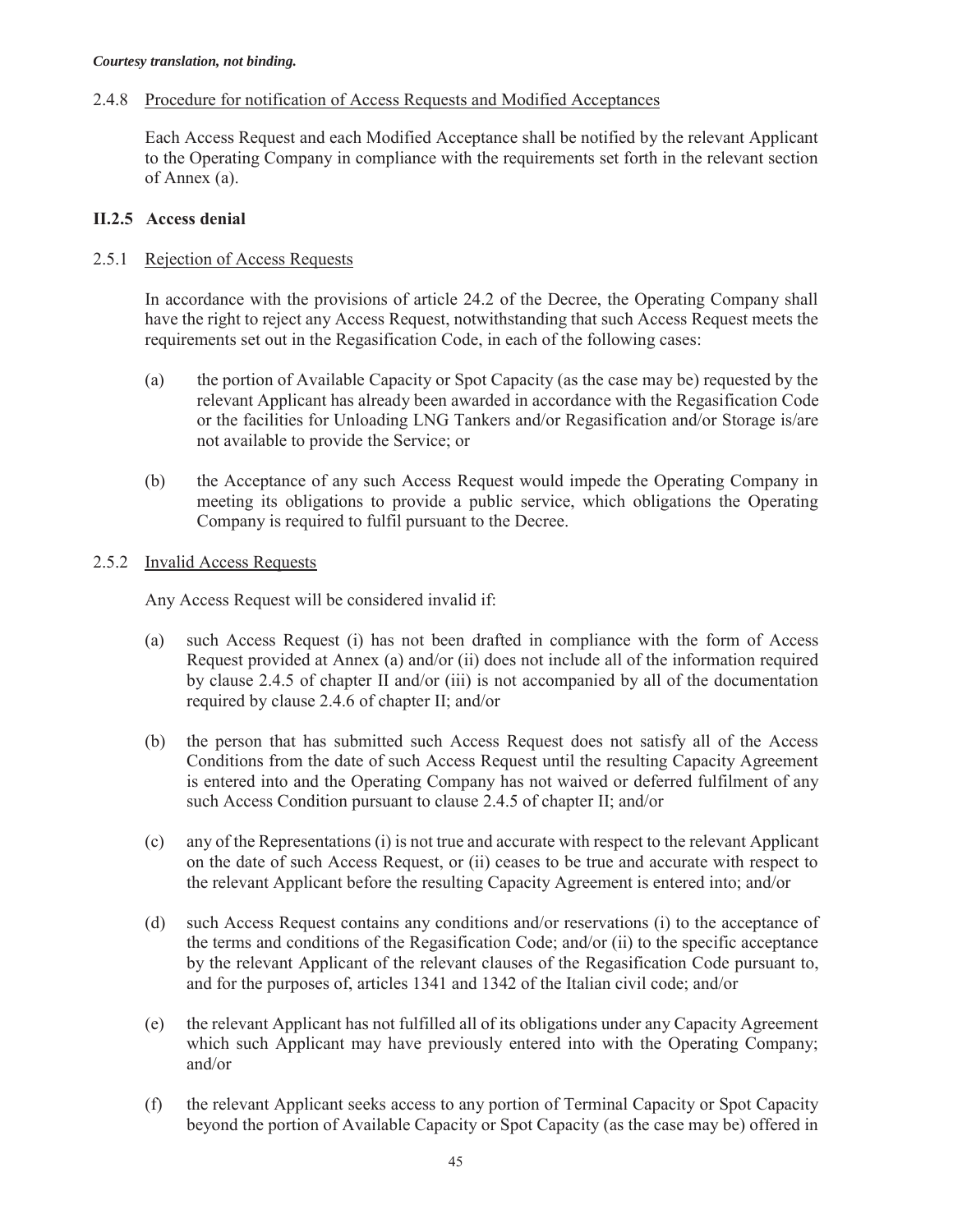2.4.8 Procedure for notification of Access Requests and Modified Acceptances

Each Access Request and each Modified Acceptance shall be notified by the relevant Applicant to the Operating Company in compliance with the requirements set forth in the relevant section of Annex (a).

### II.2.5 Access denial

2.5.1 Rejection of Access Requests

In accordance with the provisions of article 24.2 of the Decree, the Operating Company shall have the right to reject any Access Request, notwithstanding that such Access Request meets the requirements set out in the Regasification Code, in each of the following cases:

(a) the portion of Available Capacity or Spot Capacity (as the case may be) requested by the relevant Applicant has already been awarded in accordance with the Regasification Code or the facilities for Unloading LNG Tankers and/or Regasification and/or Storage is/are not available to provide the Service; or

(b) the Acceptance of any such Access Request would impede the Operating Company in meeting its obligations to provide a public service, which obligations the Operating Company is required to fulfil pursuant to the Decree.

2.5.2 Invalid Access Requests

Any Access Request will be considered invalid if:

(a) such Access Request (i) has not been drafted in compliance with the form of Access Request provided at Annex (a) and/or (ii) does not include all of the information required by clause 2.4.5 of chapter II and/or (iii) is not accompanied by all of the documentation required by clause 2.4.6 of chapter II; and/or

(b) the person that has submitted such Access Request does not satisfy all of the Access Conditions from the date of such Access Request until the resulting Capacity Agreement is entered into and the Operating Company has not waived or deferred fulfilment of any such Access Condition pursuant to clause 2.4.5 of chapter II; and/or

(c) any of the Representations (i) is not true and accurate with respect to the relevant Applicant on the date of such Access Request, or (ii) ceases to be true and accurate with respect to the relevant Applicant before the resulting Capacity Agreement is entered into; and/or

(d) such Access Request contains any conditions and/or reservations (i) to the acceptance of the terms and conditions of the Regasification Code; and/or (ii) to the specific acceptance by the relevant Applicant of the relevant clauses of the Regasification Code pursuant to, and for the purposes of, articles 1341 and 1342 of the Italian civil code; and/or

(e) the relevant Applicant has not fulfilled all of its obligations under any Capacity Agreement which such Applicant may have previously entered into with the Operating Company; and/or

(f) the relevant Applicant seeks access to any portion of Terminal Capacity or Spot Capacity beyond the portion of Available Capacity or Spot Capacity (as the case may be) offered in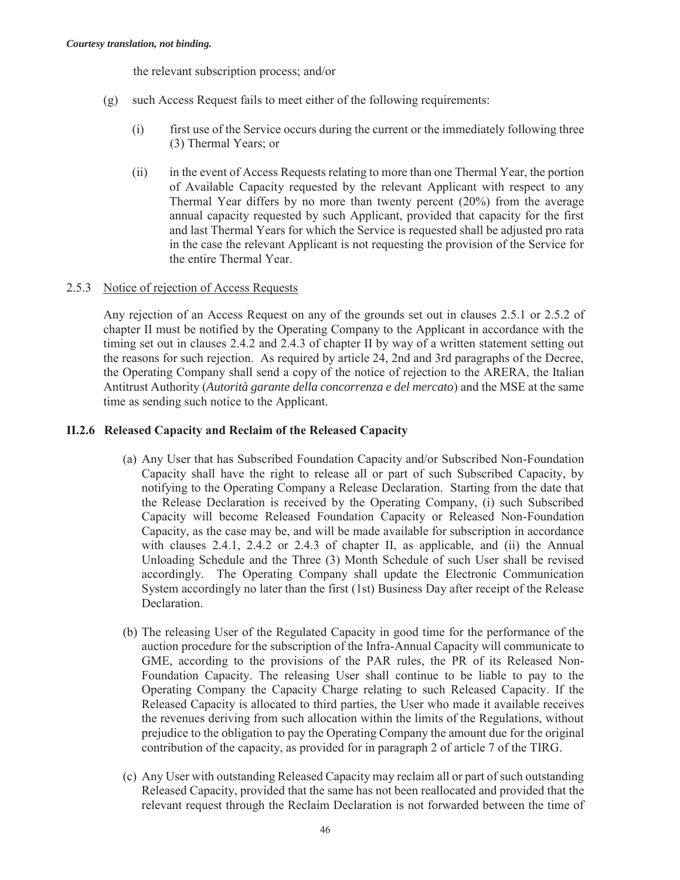the relevant subscription process; and/or

(g) such Access Request fails to meet either of the following requirements:

  (i) first use of the Service occurs during the current or the immediately following three (3) Thermal Years; or

  (ii) in the event of Access Requests relating to more than one Thermal Year, the portion of Available Capacity requested by the relevant Applicant with respect to any Thermal Year differs by no more than twenty percent (20%) from the average annual capacity requested by such Applicant, provided that capacity for the first and last Thermal Years for which the Service is requested shall be adjusted pro rata in the case the relevant Applicant is not requesting the provision of the Service for the entire Thermal Year.

2.5.3 Notice of rejection of Access Requests

Any rejection of an Access Request on any of the grounds set out in clauses 2.5.1 or 2.5.2 of chapter II must be notified by the Operating Company to the Applicant in accordance with the timing set out in clauses 2.4.2 and 2.4.3 of chapter II by way of a written statement setting out the reasons for such rejection. As required by article 24, 2nd and 3rd paragraphs of the Decree, the Operating Company shall send a copy of the notice of rejection to the ARERA, the Italian Antitrust Authority (*Autorità garante della concorrenza e del mercato*) and the MSE at the same time as sending such notice to the Applicant.

### II.2.6 Released Capacity and Reclaim of the Released Capacity

(a) Any User that has Subscribed Foundation Capacity and/or Subscribed Non-Foundation Capacity shall have the right to release all or part of such Subscribed Capacity, by notifying to the Operating Company a Release Declaration. Starting from the date that the Release Declaration is received by the Operating Company, (i) such Subscribed Capacity will become Released Foundation Capacity or Released Non-Foundation Capacity, as the case may be, and will be made available for subscription in accordance with clauses 2.4.1, 2.4.2 or 2.4.3 of chapter II, as applicable, and (ii) the Annual Unloading Schedule and the Three (3) Month Schedule of such User shall be revised accordingly. The Operating Company shall update the Electronic Communication System accordingly no later than the first (1st) Business Day after receipt of the Release Declaration.

(b) The releasing User of the Regulated Capacity in good time for the performance of the auction procedure for the subscription of the Infra-Annual Capacity will communicate to GME, according to the provisions of the PAR rules, the PR of its Released Non-Foundation Capacity. The releasing User shall continue to be liable to pay to the Operating Company the Capacity Charge relating to such Released Capacity. If the Released Capacity is allocated to third parties, the User who made it available receives the revenues deriving from such allocation within the limits of the Regulations, without prejudice to the obligation to pay the Operating Company the amount due for the original contribution of the capacity, as provided for in paragraph 2 of article 7 of the TIRG.

(c) Any User with outstanding Released Capacity may reclaim all or part of such outstanding Released Capacity, provided that the same has not been reallocated and provided that the relevant request through the Reclaim Declaration is not forwarded between the time of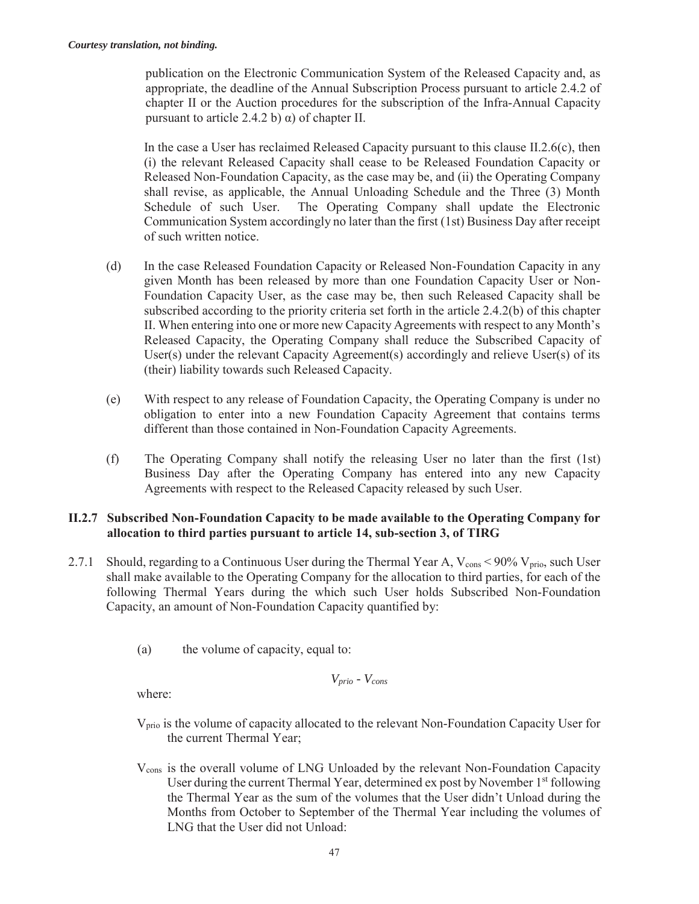*Courtesy translation, not binding.*

publication on the Electronic Communication System of the Released Capacity and, as appropriate, the deadline of the Annual Subscription Process pursuant to article 2.4.2 of chapter II or the Auction procedures for the subscription of the Infra-Annual Capacity pursuant to article 2.4.2 b) α) of chapter II.

In the case a User has reclaimed Released Capacity pursuant to this clause II.2.6(c), then (i) the relevant Released Capacity shall cease to be Released Foundation Capacity or Released Non-Foundation Capacity, as the case may be, and (ii) the Operating Company shall revise, as applicable, the Annual Unloading Schedule and the Three (3) Month Schedule of such User. The Operating Company shall update the Electronic Communication System accordingly no later than the first (1st) Business Day after receipt of such written notice.

(d) In the case Released Foundation Capacity or Released Non-Foundation Capacity in any given Month has been released by more than one Foundation Capacity User or Non-Foundation Capacity User, as the case may be, then such Released Capacity shall be subscribed according to the priority criteria set forth in the article 2.4.2(b) of this chapter II. When entering into one or more new Capacity Agreements with respect to any Month's Released Capacity, the Operating Company shall reduce the Subscribed Capacity of User(s) under the relevant Capacity Agreement(s) accordingly and relieve User(s) of its (their) liability towards such Released Capacity.

(e) With respect to any release of Foundation Capacity, the Operating Company is under no obligation to enter into a new Foundation Capacity Agreement that contains terms different than those contained in Non-Foundation Capacity Agreements.

(f) The Operating Company shall notify the releasing User no later than the first (1st) Business Day after the Operating Company has entered into any new Capacity Agreements with respect to the Released Capacity released by such User.

### II.2.7 Subscribed Non-Foundation Capacity to be made available to the Operating Company for allocation to third parties pursuant to article 14, sub-section 3, of TIRG

2.7.1 Should, regarding to a Continuous User during the Thermal Year A, $V_{cons} < 90\% \; V_{prio}$, such User shall make available to the Operating Company for the allocation to third parties, for each of the following Thermal Years during the which such User holds Subscribed Non-Foundation Capacity, an amount of Non-Foundation Capacity quantified by:

(a) the volume of capacity, equal to:

$$V_{prio} - V_{cons}$$

where:

$V_{prio}$ is the volume of capacity allocated to the relevant Non-Foundation Capacity User for the current Thermal Year;

$V_{cons}$ is the overall volume of LNG Unloaded by the relevant Non-Foundation Capacity User during the current Thermal Year, determined ex post by November 1st following the Thermal Year as the sum of the volumes that the User didn't Unload during the Months from October to September of the Thermal Year including the volumes of LNG that the User did not Unload: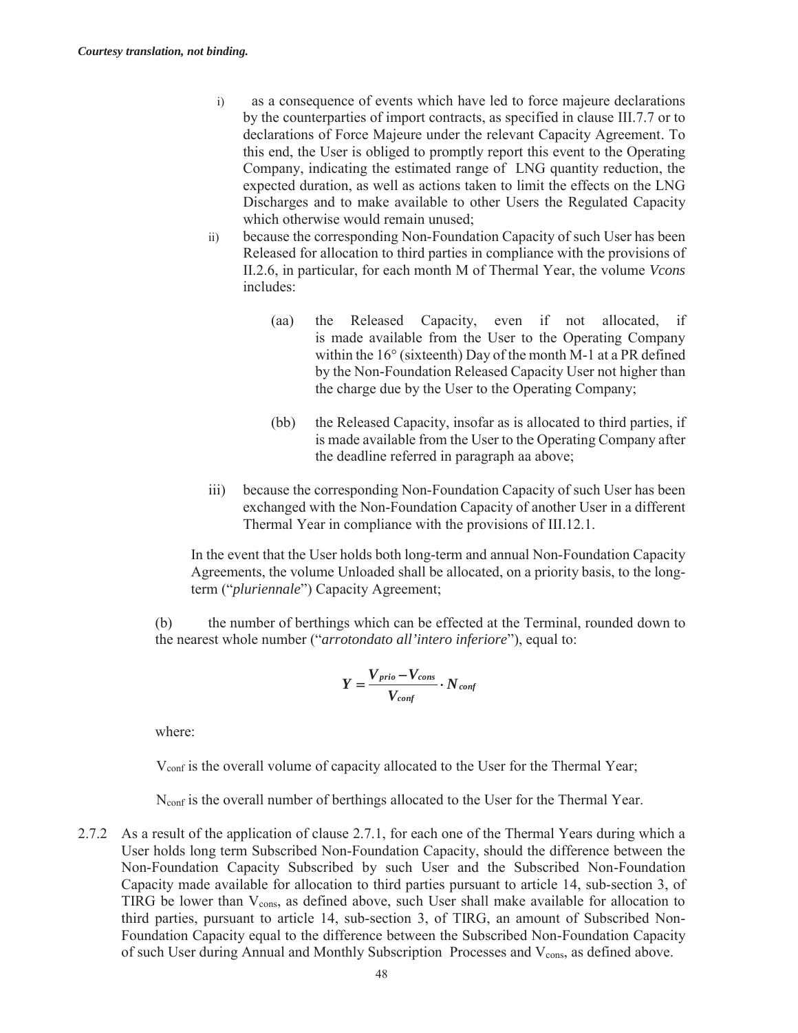*Courtesy translation, not binding.*

i) as a consequence of events which have led to force majeure declarations by the counterparties of import contracts, as specified in clause III.7.7 or to declarations of Force Majeure under the relevant Capacity Agreement. To this end, the User is obliged to promptly report this event to the Operating Company, indicating the estimated range of LNG quantity reduction, the expected duration, as well as actions taken to limit the effects on the LNG Discharges and to make available to other Users the Regulated Capacity which otherwise would remain unused;

ii) because the corresponding Non-Foundation Capacity of such User has been Released for allocation to third parties in compliance with the provisions of II.2.6, in particular, for each month M of Thermal Year, the volume *Vcons* includes:

(aa) the Released Capacity, even if not allocated, if is made available from the User to the Operating Company within the 16° (sixteenth) Day of the month M-1 at a PR defined by the Non-Foundation Released Capacity User not higher than the charge due by the User to the Operating Company;

(bb) the Released Capacity, insofar as is allocated to third parties, if is made available from the User to the Operating Company after the deadline referred in paragraph aa above;

iii) because the corresponding Non-Foundation Capacity of such User has been exchanged with the Non-Foundation Capacity of another User in a different Thermal Year in compliance with the provisions of III.12.1.

In the event that the User holds both long-term and annual Non-Foundation Capacity Agreements, the volume Unloaded shall be allocated, on a priority basis, to the long-term ("*pluriennale*") Capacity Agreement;

(b) the number of berthings which can be effected at the Terminal, rounded down to the nearest whole number ("*arrotondato all'intero inferiore*"), equal to:

$$Y = \frac{V_{prio} - V_{cons}}{V_{conf}} \cdot N_{conf}$$

where:

$V_{conf}$ is the overall volume of capacity allocated to the User for the Thermal Year;

$N_{conf}$ is the overall number of berthings allocated to the User for the Thermal Year.

2.7.2 As a result of the application of clause 2.7.1, for each one of the Thermal Years during which a User holds long term Subscribed Non-Foundation Capacity, should the difference between the Non-Foundation Capacity Subscribed by such User and the Subscribed Non-Foundation Capacity made available for allocation to third parties pursuant to article 14, sub-section 3, of TIRG be lower than $V_{cons}$, as defined above, such User shall make available for allocation to third parties, pursuant to article 14, sub-section 3, of TIRG, an amount of Subscribed Non-Foundation Capacity equal to the difference between the Subscribed Non-Foundation Capacity of such User during Annual and Monthly Subscription Processes and $V_{cons}$, as defined above.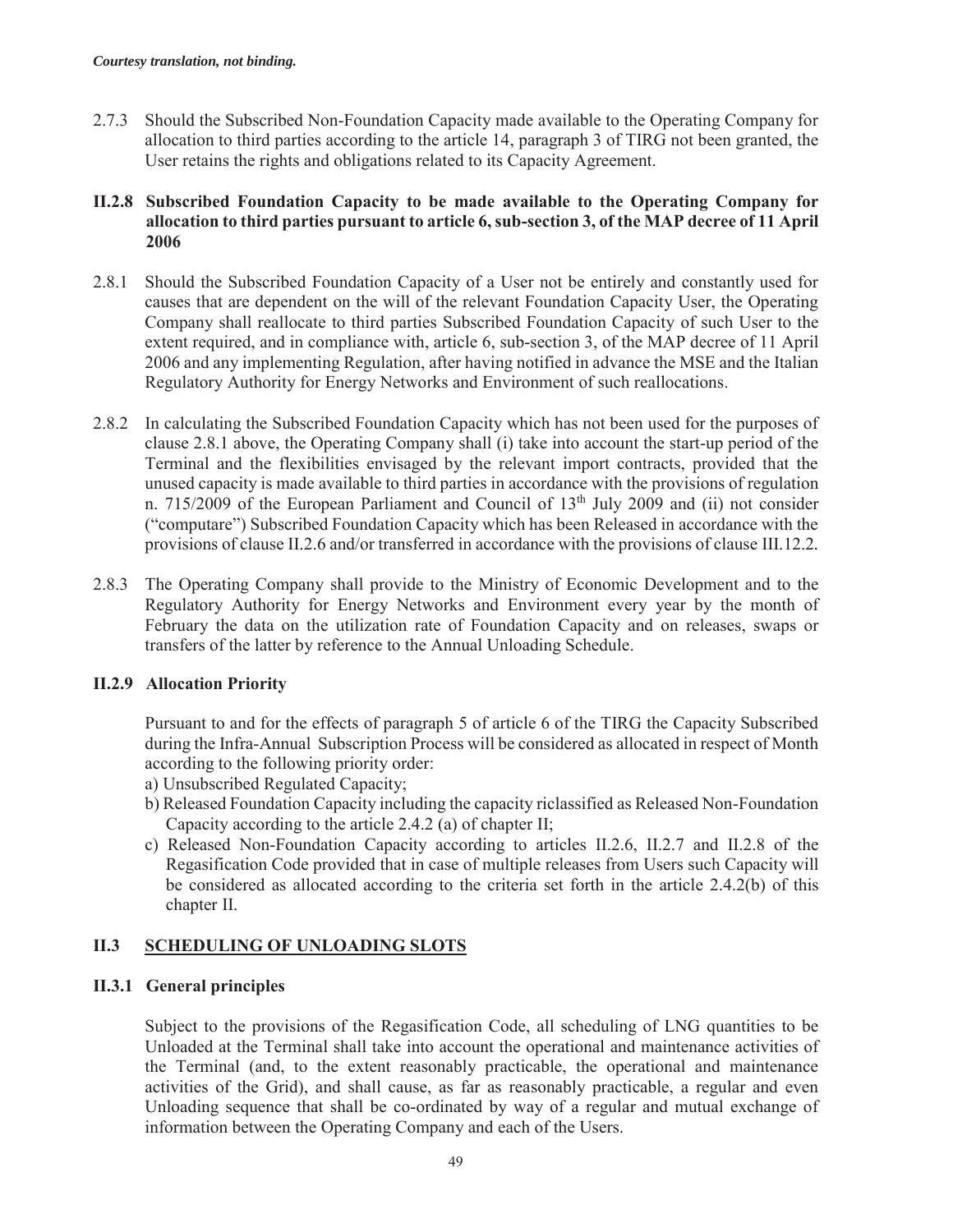*Courtesy translation, not binding.*

2.7.3 Should the Subscribed Non-Foundation Capacity made available to the Operating Company for allocation to third parties according to the article 14, paragraph 3 of TIRG not been granted, the User retains the rights and obligations related to its Capacity Agreement.

### II.2.8 Subscribed Foundation Capacity to be made available to the Operating Company for allocation to third parties pursuant to article 6, sub-section 3, of the MAP decree of 11 April 2006

2.8.1 Should the Subscribed Foundation Capacity of a User not be entirely and constantly used for causes that are dependent on the will of the relevant Foundation Capacity User, the Operating Company shall reallocate to third parties Subscribed Foundation Capacity of such User to the extent required, and in compliance with, article 6, sub-section 3, of the MAP decree of 11 April 2006 and any implementing Regulation, after having notified in advance the MSE and the Italian Regulatory Authority for Energy Networks and Environment of such reallocations.

2.8.2 In calculating the Subscribed Foundation Capacity which has not been used for the purposes of clause 2.8.1 above, the Operating Company shall (i) take into account the start-up period of the Terminal and the flexibilities envisaged by the relevant import contracts, provided that the unused capacity is made available to third parties in accordance with the provisions of regulation n. 715/2009 of the European Parliament and Council of 13th July 2009 and (ii) not consider ("computare") Subscribed Foundation Capacity which has been Released in accordance with the provisions of clause II.2.6 and/or transferred in accordance with the provisions of clause III.12.2.

2.8.3 The Operating Company shall provide to the Ministry of Economic Development and to the Regulatory Authority for Energy Networks and Environment every year by the month of February the data on the utilization rate of Foundation Capacity and on releases, swaps or transfers of the latter by reference to the Annual Unloading Schedule.

### II.2.9 Allocation Priority

Pursuant to and for the effects of paragraph 5 of article 6 of the TIRG the Capacity Subscribed during the Infra-Annual Subscription Process will be considered as allocated in respect of Month according to the following priority order:

a) Unsubscribed Regulated Capacity;

b) Released Foundation Capacity including the capacity riclassified as Released Non-Foundation Capacity according to the article 2.4.2 (a) of chapter II;

c) Released Non-Foundation Capacity according to articles II.2.6, II.2.7 and II.2.8 of the Regasification Code provided that in case of multiple releases from Users such Capacity will be considered as allocated according to the criteria set forth in the article 2.4.2(b) of this chapter II.

## II.3 SCHEDULING OF UNLOADING SLOTS

### II.3.1 General principles

Subject to the provisions of the Regasification Code, all scheduling of LNG quantities to be Unloaded at the Terminal shall take into account the operational and maintenance activities of the Terminal (and, to the extent reasonably practicable, the operational and maintenance activities of the Grid), and shall cause, as far as reasonably practicable, a regular and even Unloading sequence that shall be co-ordinated by way of a regular and mutual exchange of information between the Operating Company and each of the Users.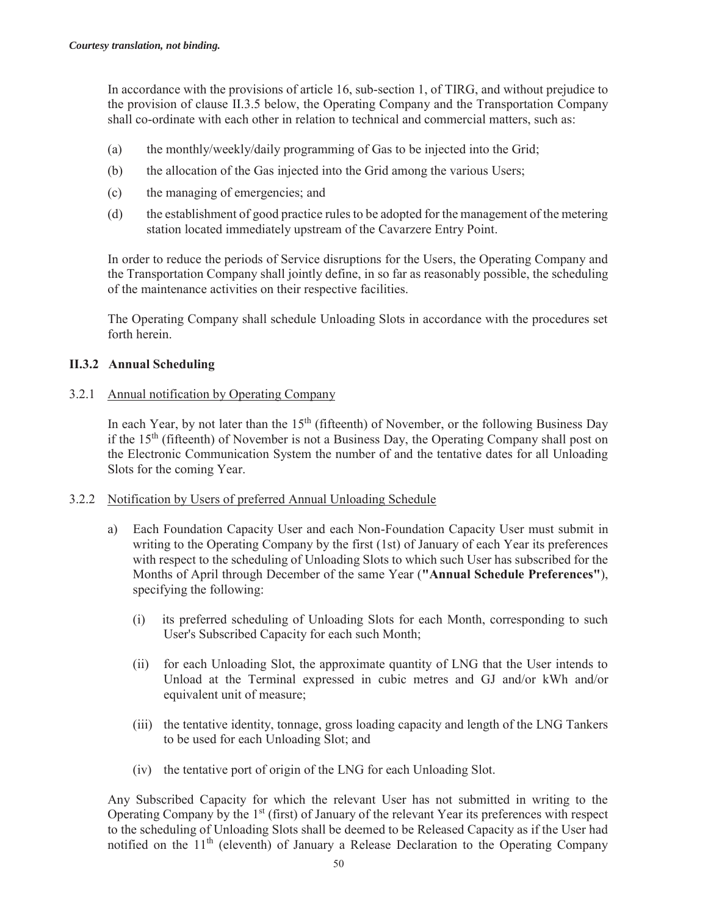*Courtesy translation, not binding.*

In accordance with the provisions of article 16, sub-section 1, of TIRG, and without prejudice to the provision of clause II.3.5 below, the Operating Company and the Transportation Company shall co-ordinate with each other in relation to technical and commercial matters, such as:

(a) the monthly/weekly/daily programming of Gas to be injected into the Grid;

(b) the allocation of the Gas injected into the Grid among the various Users;

(c) the managing of emergencies; and

(d) the establishment of good practice rules to be adopted for the management of the metering station located immediately upstream of the Cavarzere Entry Point.

In order to reduce the periods of Service disruptions for the Users, the Operating Company and the Transportation Company shall jointly define, in so far as reasonably possible, the scheduling of the maintenance activities on their respective facilities.

The Operating Company shall schedule Unloading Slots in accordance with the procedures set forth herein.

### II.3.2 Annual Scheduling

3.2.1 Annual notification by Operating Company

In each Year, by not later than the 15th (fifteenth) of November, or the following Business Day if the 15th (fifteenth) of November is not a Business Day, the Operating Company shall post on the Electronic Communication System the number of and the tentative dates for all Unloading Slots for the coming Year.

3.2.2 Notification by Users of preferred Annual Unloading Schedule

a) Each Foundation Capacity User and each Non-Foundation Capacity User must submit in writing to the Operating Company by the first (1st) of January of each Year its preferences with respect to the scheduling of Unloading Slots to which such User has subscribed for the Months of April through December of the same Year (**"Annual Schedule Preferences"**), specifying the following:

   (i) its preferred scheduling of Unloading Slots for each Month, corresponding to such User's Subscribed Capacity for each such Month;

   (ii) for each Unloading Slot, the approximate quantity of LNG that the User intends to Unload at the Terminal expressed in cubic metres and GJ and/or kWh and/or equivalent unit of measure;

   (iii) the tentative identity, tonnage, gross loading capacity and length of the LNG Tankers to be used for each Unloading Slot; and

   (iv) the tentative port of origin of the LNG for each Unloading Slot.

Any Subscribed Capacity for which the relevant User has not submitted in writing to the Operating Company by the 1st (first) of January of the relevant Year its preferences with respect to the scheduling of Unloading Slots shall be deemed to be Released Capacity as if the User had notified on the 11th (eleventh) of January a Release Declaration to the Operating Company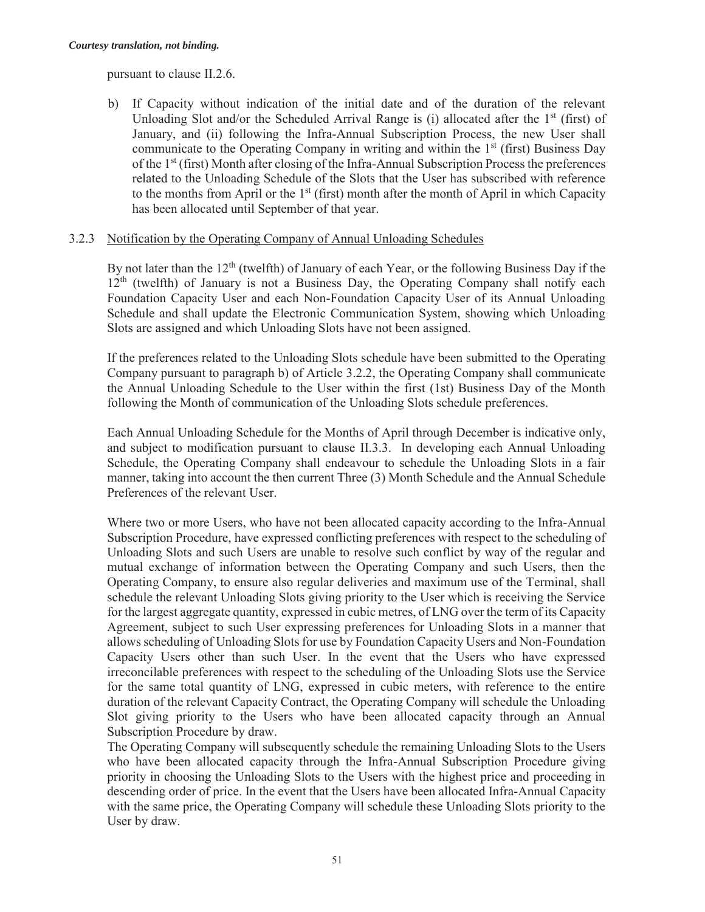pursuant to clause II.2.6.

b) If Capacity without indication of the initial date and of the duration of the relevant Unloading Slot and/or the Scheduled Arrival Range is (i) allocated after the 1st (first) of January, and (ii) following the Infra-Annual Subscription Process, the new User shall communicate to the Operating Company in writing and within the 1st (first) Business Day of the 1st (first) Month after closing of the Infra-Annual Subscription Process the preferences related to the Unloading Schedule of the Slots that the User has subscribed with reference to the months from April or the 1st (first) month after the month of April in which Capacity has been allocated until September of that year.

### 3.2.3 Notification by the Operating Company of Annual Unloading Schedules

By not later than the 12th (twelfth) of January of each Year, or the following Business Day if the 12th (twelfth) of January is not a Business Day, the Operating Company shall notify each Foundation Capacity User and each Non-Foundation Capacity User of its Annual Unloading Schedule and shall update the Electronic Communication System, showing which Unloading Slots are assigned and which Unloading Slots have not been assigned.

If the preferences related to the Unloading Slots schedule have been submitted to the Operating Company pursuant to paragraph b) of Article 3.2.2, the Operating Company shall communicate the Annual Unloading Schedule to the User within the first (1st) Business Day of the Month following the Month of communication of the Unloading Slots schedule preferences.

Each Annual Unloading Schedule for the Months of April through December is indicative only, and subject to modification pursuant to clause II.3.3. In developing each Annual Unloading Schedule, the Operating Company shall endeavour to schedule the Unloading Slots in a fair manner, taking into account the then current Three (3) Month Schedule and the Annual Schedule Preferences of the relevant User.

Where two or more Users, who have not been allocated capacity according to the Infra-Annual Subscription Procedure, have expressed conflicting preferences with respect to the scheduling of Unloading Slots and such Users are unable to resolve such conflict by way of the regular and mutual exchange of information between the Operating Company and such Users, then the Operating Company, to ensure also regular deliveries and maximum use of the Terminal, shall schedule the relevant Unloading Slots giving priority to the User which is receiving the Service for the largest aggregate quantity, expressed in cubic metres, of LNG over the term of its Capacity Agreement, subject to such User expressing preferences for Unloading Slots in a manner that allows scheduling of Unloading Slots for use by Foundation Capacity Users and Non-Foundation Capacity Users other than such User. In the event that the Users who have expressed irreconcilable preferences with respect to the scheduling of the Unloading Slots use the Service for the same total quantity of LNG, expressed in cubic meters, with reference to the entire duration of the relevant Capacity Contract, the Operating Company will schedule the Unloading Slot giving priority to the Users who have been allocated capacity through an Annual Subscription Procedure by draw.
The Operating Company will subsequently schedule the remaining Unloading Slots to the Users who have been allocated capacity through the Infra-Annual Subscription Procedure giving priority in choosing the Unloading Slots to the Users with the highest price and proceeding in descending order of price. In the event that the Users have been allocated Infra-Annual Capacity with the same price, the Operating Company will schedule these Unloading Slots priority to the User by draw.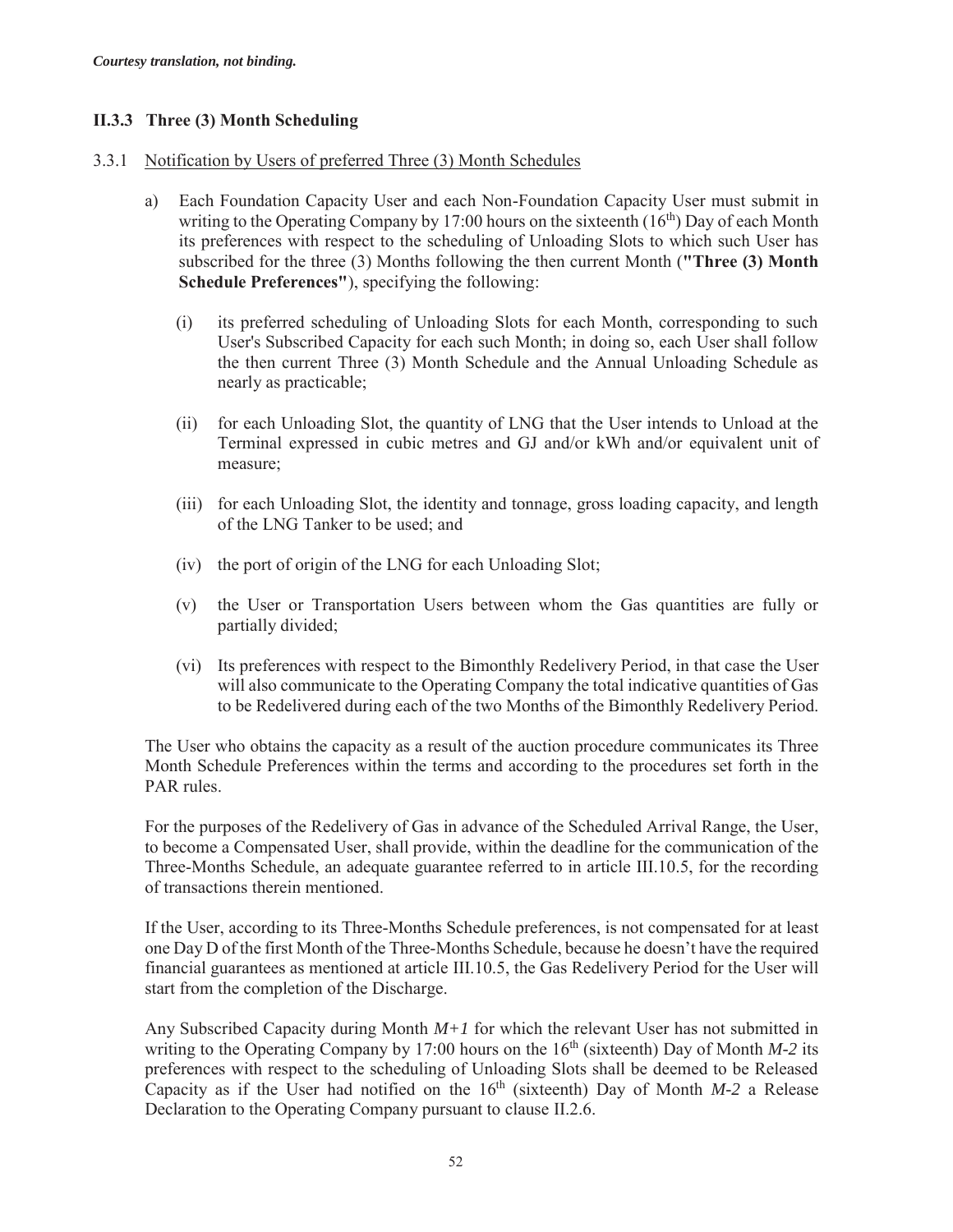*Courtesy translation, not binding.*

### II.3.3 Three (3) Month Scheduling

3.3.1 Notification by Users of preferred Three (3) Month Schedules

a) Each Foundation Capacity User and each Non-Foundation Capacity User must submit in writing to the Operating Company by 17:00 hours on the sixteenth (16th) Day of each Month its preferences with respect to the scheduling of Unloading Slots to which such User has subscribed for the three (3) Months following the then current Month (**"Three (3) Month Schedule Preferences"**), specifying the following:

(i) its preferred scheduling of Unloading Slots for each Month, corresponding to such User's Subscribed Capacity for each such Month; in doing so, each User shall follow the then current Three (3) Month Schedule and the Annual Unloading Schedule as nearly as practicable;

(ii) for each Unloading Slot, the quantity of LNG that the User intends to Unload at the Terminal expressed in cubic metres and GJ and/or kWh and/or equivalent unit of measure;

(iii) for each Unloading Slot, the identity and tonnage, gross loading capacity, and length of the LNG Tanker to be used; and

(iv) the port of origin of the LNG for each Unloading Slot;

(v) the User or Transportation Users between whom the Gas quantities are fully or partially divided;

(vi) Its preferences with respect to the Bimonthly Redelivery Period, in that case the User will also communicate to the Operating Company the total indicative quantities of Gas to be Redelivered during each of the two Months of the Bimonthly Redelivery Period.

The User who obtains the capacity as a result of the auction procedure communicates its Three Month Schedule Preferences within the terms and according to the procedures set forth in the PAR rules.

For the purposes of the Redelivery of Gas in advance of the Scheduled Arrival Range, the User, to become a Compensated User, shall provide, within the deadline for the communication of the Three-Months Schedule, an adequate guarantee referred to in article III.10.5, for the recording of transactions therein mentioned.

If the User, according to its Three-Months Schedule preferences, is not compensated for at least one Day D of the first Month of the Three-Months Schedule, because he doesn't have the required financial guarantees as mentioned at article III.10.5, the Gas Redelivery Period for the User will start from the completion of the Discharge.

Any Subscribed Capacity during Month *M+1* for which the relevant User has not submitted in writing to the Operating Company by 17:00 hours on the 16th (sixteenth) Day of Month *M-2* its preferences with respect to the scheduling of Unloading Slots shall be deemed to be Released Capacity as if the User had notified on the 16th (sixteenth) Day of Month *M-2* a Release Declaration to the Operating Company pursuant to clause II.2.6.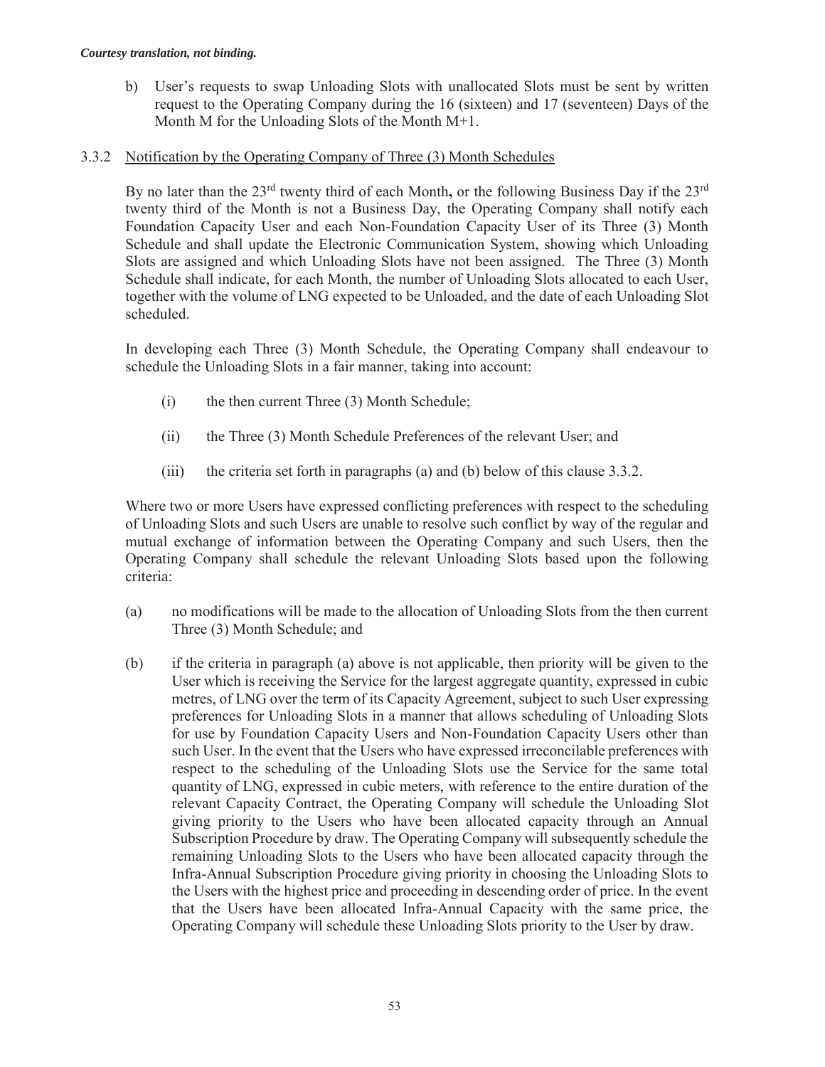*Courtesy translation, not binding.*

b) User's requests to swap Unloading Slots with unallocated Slots must be sent by written request to the Operating Company during the 16 (sixteen) and 17 (seventeen) Days of the Month M for the Unloading Slots of the Month M+1.

3.3.2 Notification by the Operating Company of Three (3) Month Schedules

By no later than the 23rd twenty third of each Month**,** or the following Business Day if the 23rd twenty third of the Month is not a Business Day, the Operating Company shall notify each Foundation Capacity User and each Non-Foundation Capacity User of its Three (3) Month Schedule and shall update the Electronic Communication System, showing which Unloading Slots are assigned and which Unloading Slots have not been assigned. The Three (3) Month Schedule shall indicate, for each Month, the number of Unloading Slots allocated to each User, together with the volume of LNG expected to be Unloaded, and the date of each Unloading Slot scheduled.

In developing each Three (3) Month Schedule, the Operating Company shall endeavour to schedule the Unloading Slots in a fair manner, taking into account:

(i) the then current Three (3) Month Schedule;

(ii) the Three (3) Month Schedule Preferences of the relevant User; and

(iii) the criteria set forth in paragraphs (a) and (b) below of this clause 3.3.2.

Where two or more Users have expressed conflicting preferences with respect to the scheduling of Unloading Slots and such Users are unable to resolve such conflict by way of the regular and mutual exchange of information between the Operating Company and such Users, then the Operating Company shall schedule the relevant Unloading Slots based upon the following criteria:

(a) no modifications will be made to the allocation of Unloading Slots from the then current Three (3) Month Schedule; and

(b) if the criteria in paragraph (a) above is not applicable, then priority will be given to the User which is receiving the Service for the largest aggregate quantity, expressed in cubic metres, of LNG over the term of its Capacity Agreement, subject to such User expressing preferences for Unloading Slots in a manner that allows scheduling of Unloading Slots for use by Foundation Capacity Users and Non-Foundation Capacity Users other than such User. In the event that the Users who have expressed irreconcilable preferences with respect to the scheduling of the Unloading Slots use the Service for the same total quantity of LNG, expressed in cubic meters, with reference to the entire duration of the relevant Capacity Contract, the Operating Company will schedule the Unloading Slot giving priority to the Users who have been allocated capacity through an Annual Subscription Procedure by draw. The Operating Company will subsequently schedule the remaining Unloading Slots to the Users who have been allocated capacity through the Infra-Annual Subscription Procedure giving priority in choosing the Unloading Slots to the Users with the highest price and proceeding in descending order of price. In the event that the Users have been allocated Infra-Annual Capacity with the same price, the Operating Company will schedule these Unloading Slots priority to the User by draw.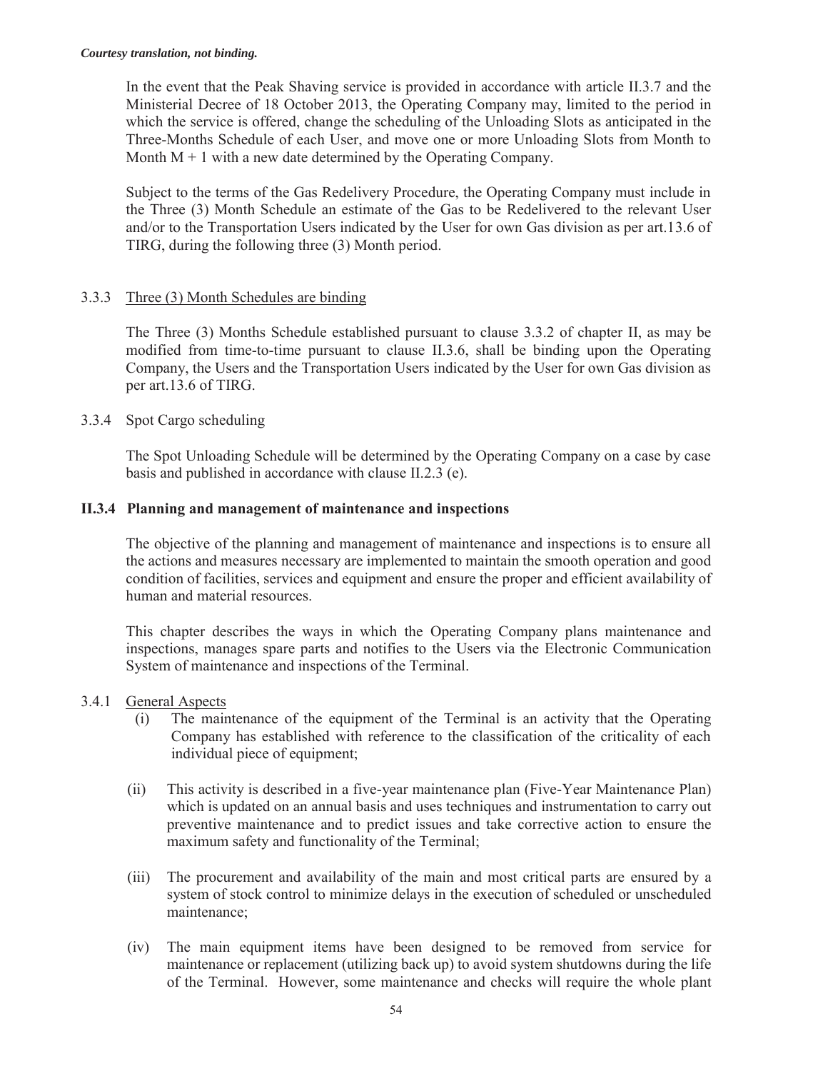In the event that the Peak Shaving service is provided in accordance with article II.3.7 and the Ministerial Decree of 18 October 2013, the Operating Company may, limited to the period in which the service is offered, change the scheduling of the Unloading Slots as anticipated in the Three-Months Schedule of each User, and move one or more Unloading Slots from Month to Month M + 1 with a new date determined by the Operating Company.

Subject to the terms of the Gas Redelivery Procedure, the Operating Company must include in the Three (3) Month Schedule an estimate of the Gas to be Redelivered to the relevant User and/or to the Transportation Users indicated by the User for own Gas division as per art.13.6 of TIRG, during the following three (3) Month period.

3.3.3 Three (3) Month Schedules are binding

The Three (3) Months Schedule established pursuant to clause 3.3.2 of chapter II, as may be modified from time-to-time pursuant to clause II.3.6, shall be binding upon the Operating Company, the Users and the Transportation Users indicated by the User for own Gas division as per art.13.6 of TIRG.

3.3.4 Spot Cargo scheduling

The Spot Unloading Schedule will be determined by the Operating Company on a case by case basis and published in accordance with clause II.2.3 (e).

### II.3.4 Planning and management of maintenance and inspections

The objective of the planning and management of maintenance and inspections is to ensure all the actions and measures necessary are implemented to maintain the smooth operation and good condition of facilities, services and equipment and ensure the proper and efficient availability of human and material resources.

This chapter describes the ways in which the Operating Company plans maintenance and inspections, manages spare parts and notifies to the Users via the Electronic Communication System of maintenance and inspections of the Terminal.

3.4.1 General Aspects

(i) The maintenance of the equipment of the Terminal is an activity that the Operating Company has established with reference to the classification of the criticality of each individual piece of equipment;

(ii) This activity is described in a five-year maintenance plan (Five-Year Maintenance Plan) which is updated on an annual basis and uses techniques and instrumentation to carry out preventive maintenance and to predict issues and take corrective action to ensure the maximum safety and functionality of the Terminal;

(iii) The procurement and availability of the main and most critical parts are ensured by a system of stock control to minimize delays in the execution of scheduled or unscheduled maintenance;

(iv) The main equipment items have been designed to be removed from service for maintenance or replacement (utilizing back up) to avoid system shutdowns during the life of the Terminal. However, some maintenance and checks will require the whole plant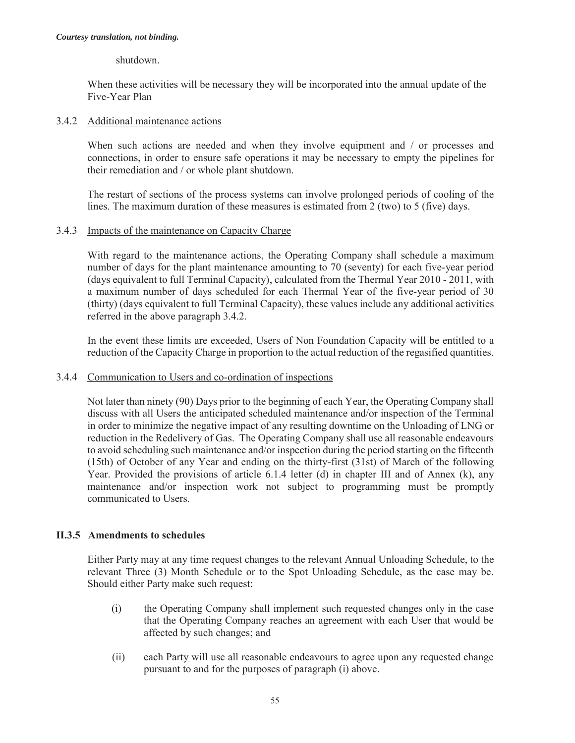shutdown.

When these activities will be necessary they will be incorporated into the annual update of the Five-Year Plan

3.4.2 Additional maintenance actions

When such actions are needed and when they involve equipment and / or processes and connections, in order to ensure safe operations it may be necessary to empty the pipelines for their remediation and / or whole plant shutdown.

The restart of sections of the process systems can involve prolonged periods of cooling of the lines. The maximum duration of these measures is estimated from 2 (two) to 5 (five) days.

3.4.3 Impacts of the maintenance on Capacity Charge

With regard to the maintenance actions, the Operating Company shall schedule a maximum number of days for the plant maintenance amounting to 70 (seventy) for each five-year period (days equivalent to full Terminal Capacity), calculated from the Thermal Year 2010 - 2011, with a maximum number of days scheduled for each Thermal Year of the five-year period of 30 (thirty) (days equivalent to full Terminal Capacity), these values include any additional activities referred in the above paragraph 3.4.2.

In the event these limits are exceeded, Users of Non Foundation Capacity will be entitled to a reduction of the Capacity Charge in proportion to the actual reduction of the regasified quantities.

3.4.4 Communication to Users and co-ordination of inspections

Not later than ninety (90) Days prior to the beginning of each Year, the Operating Company shall discuss with all Users the anticipated scheduled maintenance and/or inspection of the Terminal in order to minimize the negative impact of any resulting downtime on the Unloading of LNG or reduction in the Redelivery of Gas. The Operating Company shall use all reasonable endeavours to avoid scheduling such maintenance and/or inspection during the period starting on the fifteenth (15th) of October of any Year and ending on the thirty-first (31st) of March of the following Year. Provided the provisions of article 6.1.4 letter (d) in chapter III and of Annex (k), any maintenance and/or inspection work not subject to programming must be promptly communicated to Users.

### II.3.5 Amendments to schedules

Either Party may at any time request changes to the relevant Annual Unloading Schedule, to the relevant Three (3) Month Schedule or to the Spot Unloading Schedule, as the case may be. Should either Party make such request:

(i) the Operating Company shall implement such requested changes only in the case that the Operating Company reaches an agreement with each User that would be affected by such changes; and

(ii) each Party will use all reasonable endeavours to agree upon any requested change pursuant to and for the purposes of paragraph (i) above.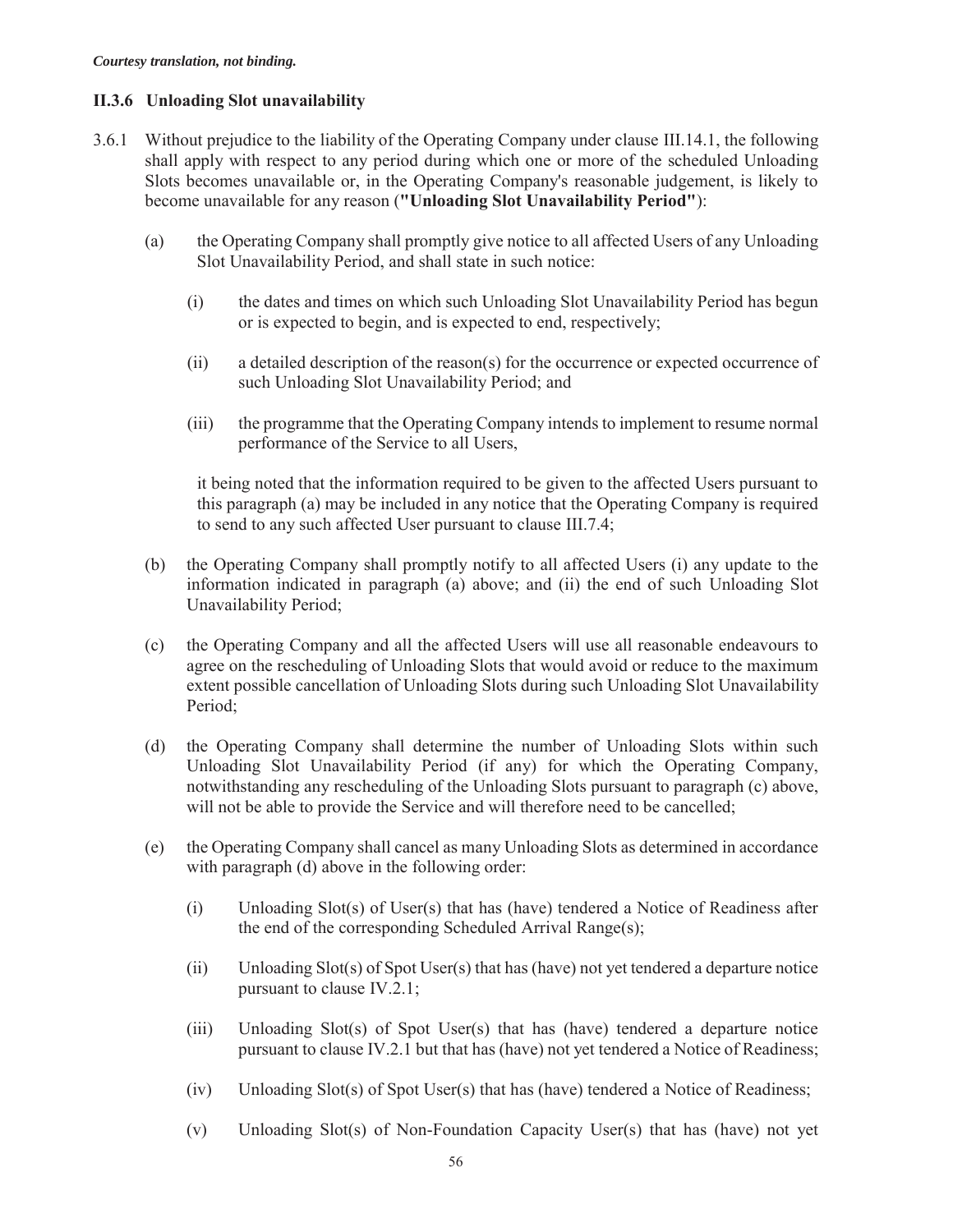*Courtesy translation, not binding.*

### II.3.6 Unloading Slot unavailability

3.6.1 Without prejudice to the liability of the Operating Company under clause III.14.1, the following shall apply with respect to any period during which one or more of the scheduled Unloading Slots becomes unavailable or, in the Operating Company's reasonable judgement, is likely to become unavailable for any reason (**"Unloading Slot Unavailability Period"**):

(a) the Operating Company shall promptly give notice to all affected Users of any Unloading Slot Unavailability Period, and shall state in such notice:

(i) the dates and times on which such Unloading Slot Unavailability Period has begun or is expected to begin, and is expected to end, respectively;

(ii) a detailed description of the reason(s) for the occurrence or expected occurrence of such Unloading Slot Unavailability Period; and

(iii) the programme that the Operating Company intends to implement to resume normal performance of the Service to all Users,

it being noted that the information required to be given to the affected Users pursuant to this paragraph (a) may be included in any notice that the Operating Company is required to send to any such affected User pursuant to clause III.7.4;

(b) the Operating Company shall promptly notify to all affected Users (i) any update to the information indicated in paragraph (a) above; and (ii) the end of such Unloading Slot Unavailability Period;

(c) the Operating Company and all the affected Users will use all reasonable endeavours to agree on the rescheduling of Unloading Slots that would avoid or reduce to the maximum extent possible cancellation of Unloading Slots during such Unloading Slot Unavailability Period;

(d) the Operating Company shall determine the number of Unloading Slots within such Unloading Slot Unavailability Period (if any) for which the Operating Company, notwithstanding any rescheduling of the Unloading Slots pursuant to paragraph (c) above, will not be able to provide the Service and will therefore need to be cancelled;

(e) the Operating Company shall cancel as many Unloading Slots as determined in accordance with paragraph (d) above in the following order:

(i) Unloading Slot(s) of User(s) that has (have) tendered a Notice of Readiness after the end of the corresponding Scheduled Arrival Range(s);

(ii) Unloading Slot(s) of Spot User(s) that has (have) not yet tendered a departure notice pursuant to clause IV.2.1;

(iii) Unloading Slot(s) of Spot User(s) that has (have) tendered a departure notice pursuant to clause IV.2.1 but that has (have) not yet tendered a Notice of Readiness;

(iv) Unloading Slot(s) of Spot User(s) that has (have) tendered a Notice of Readiness;

(v) Unloading Slot(s) of Non-Foundation Capacity User(s) that has (have) not yet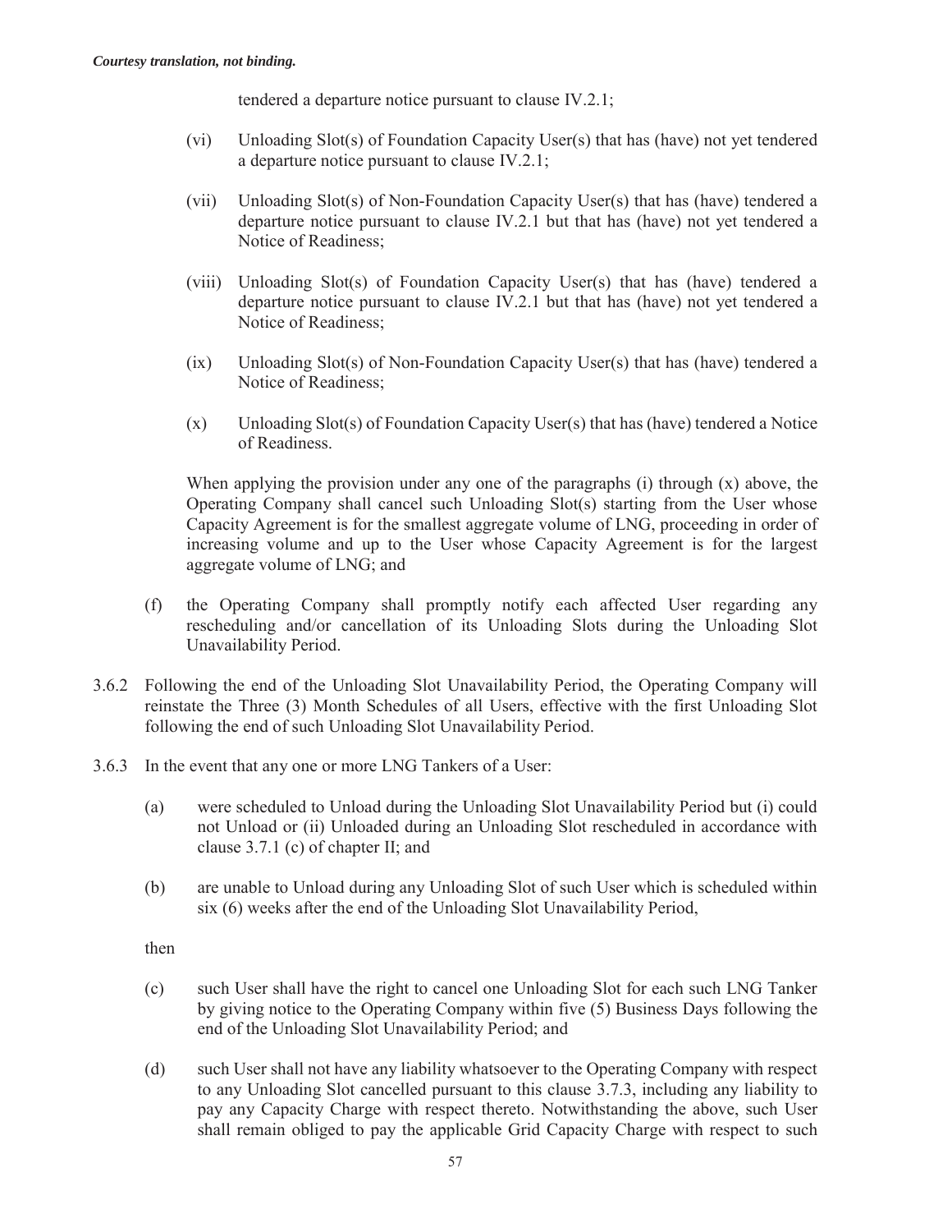tendered a departure notice pursuant to clause IV.2.1;

(vi) Unloading Slot(s) of Foundation Capacity User(s) that has (have) not yet tendered a departure notice pursuant to clause IV.2.1;

(vii) Unloading Slot(s) of Non-Foundation Capacity User(s) that has (have) tendered a departure notice pursuant to clause IV.2.1 but that has (have) not yet tendered a Notice of Readiness;

(viii) Unloading Slot(s) of Foundation Capacity User(s) that has (have) tendered a departure notice pursuant to clause IV.2.1 but that has (have) not yet tendered a Notice of Readiness;

(ix) Unloading Slot(s) of Non-Foundation Capacity User(s) that has (have) tendered a Notice of Readiness;

(x) Unloading Slot(s) of Foundation Capacity User(s) that has (have) tendered a Notice of Readiness.

When applying the provision under any one of the paragraphs (i) through (x) above, the Operating Company shall cancel such Unloading Slot(s) starting from the User whose Capacity Agreement is for the smallest aggregate volume of LNG, proceeding in order of increasing volume and up to the User whose Capacity Agreement is for the largest aggregate volume of LNG; and

(f) the Operating Company shall promptly notify each affected User regarding any rescheduling and/or cancellation of its Unloading Slots during the Unloading Slot Unavailability Period.

3.6.2 Following the end of the Unloading Slot Unavailability Period, the Operating Company will reinstate the Three (3) Month Schedules of all Users, effective with the first Unloading Slot following the end of such Unloading Slot Unavailability Period.

3.6.3 In the event that any one or more LNG Tankers of a User:

(a) were scheduled to Unload during the Unloading Slot Unavailability Period but (i) could not Unload or (ii) Unloaded during an Unloading Slot rescheduled in accordance with clause 3.7.1 (c) of chapter II; and

(b) are unable to Unload during any Unloading Slot of such User which is scheduled within six (6) weeks after the end of the Unloading Slot Unavailability Period,

then

(c) such User shall have the right to cancel one Unloading Slot for each such LNG Tanker by giving notice to the Operating Company within five (5) Business Days following the end of the Unloading Slot Unavailability Period; and

(d) such User shall not have any liability whatsoever to the Operating Company with respect to any Unloading Slot cancelled pursuant to this clause 3.7.3, including any liability to pay any Capacity Charge with respect thereto. Notwithstanding the above, such User shall remain obliged to pay the applicable Grid Capacity Charge with respect to such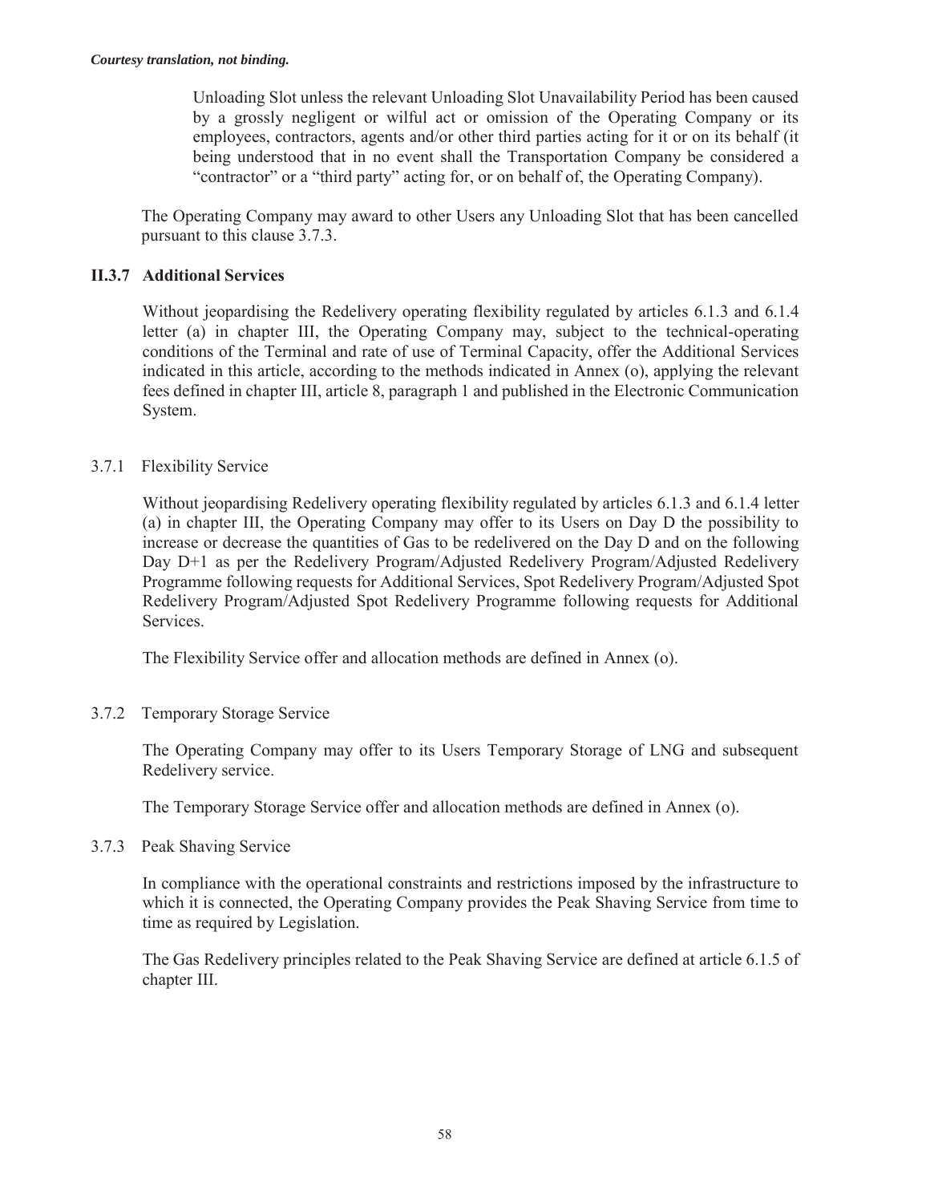Unloading Slot unless the relevant Unloading Slot Unavailability Period has been caused by a grossly negligent or wilful act or omission of the Operating Company or its employees, contractors, agents and/or other third parties acting for it or on its behalf (it being understood that in no event shall the Transportation Company be considered a "contractor" or a "third party" acting for, or on behalf of, the Operating Company).

The Operating Company may award to other Users any Unloading Slot that has been cancelled pursuant to this clause 3.7.3.

### II.3.7 Additional Services

Without jeopardising the Redelivery operating flexibility regulated by articles 6.1.3 and 6.1.4 letter (a) in chapter III, the Operating Company may, subject to the technical-operating conditions of the Terminal and rate of use of Terminal Capacity, offer the Additional Services indicated in this article, according to the methods indicated in Annex (o), applying the relevant fees defined in chapter III, article 8, paragraph 1 and published in the Electronic Communication System.

#### 3.7.1 Flexibility Service

Without jeopardising Redelivery operating flexibility regulated by articles 6.1.3 and 6.1.4 letter (a) in chapter III, the Operating Company may offer to its Users on Day D the possibility to increase or decrease the quantities of Gas to be redelivered on the Day D and on the following Day D+1 as per the Redelivery Program/Adjusted Redelivery Program/Adjusted Redelivery Programme following requests for Additional Services, Spot Redelivery Program/Adjusted Spot Redelivery Program/Adjusted Spot Redelivery Programme following requests for Additional Services.

The Flexibility Service offer and allocation methods are defined in Annex (o).

#### 3.7.2 Temporary Storage Service

The Operating Company may offer to its Users Temporary Storage of LNG and subsequent Redelivery service.

The Temporary Storage Service offer and allocation methods are defined in Annex (o).

#### 3.7.3 Peak Shaving Service

In compliance with the operational constraints and restrictions imposed by the infrastructure to which it is connected, the Operating Company provides the Peak Shaving Service from time to time as required by Legislation.

The Gas Redelivery principles related to the Peak Shaving Service are defined at article 6.1.5 of chapter III.